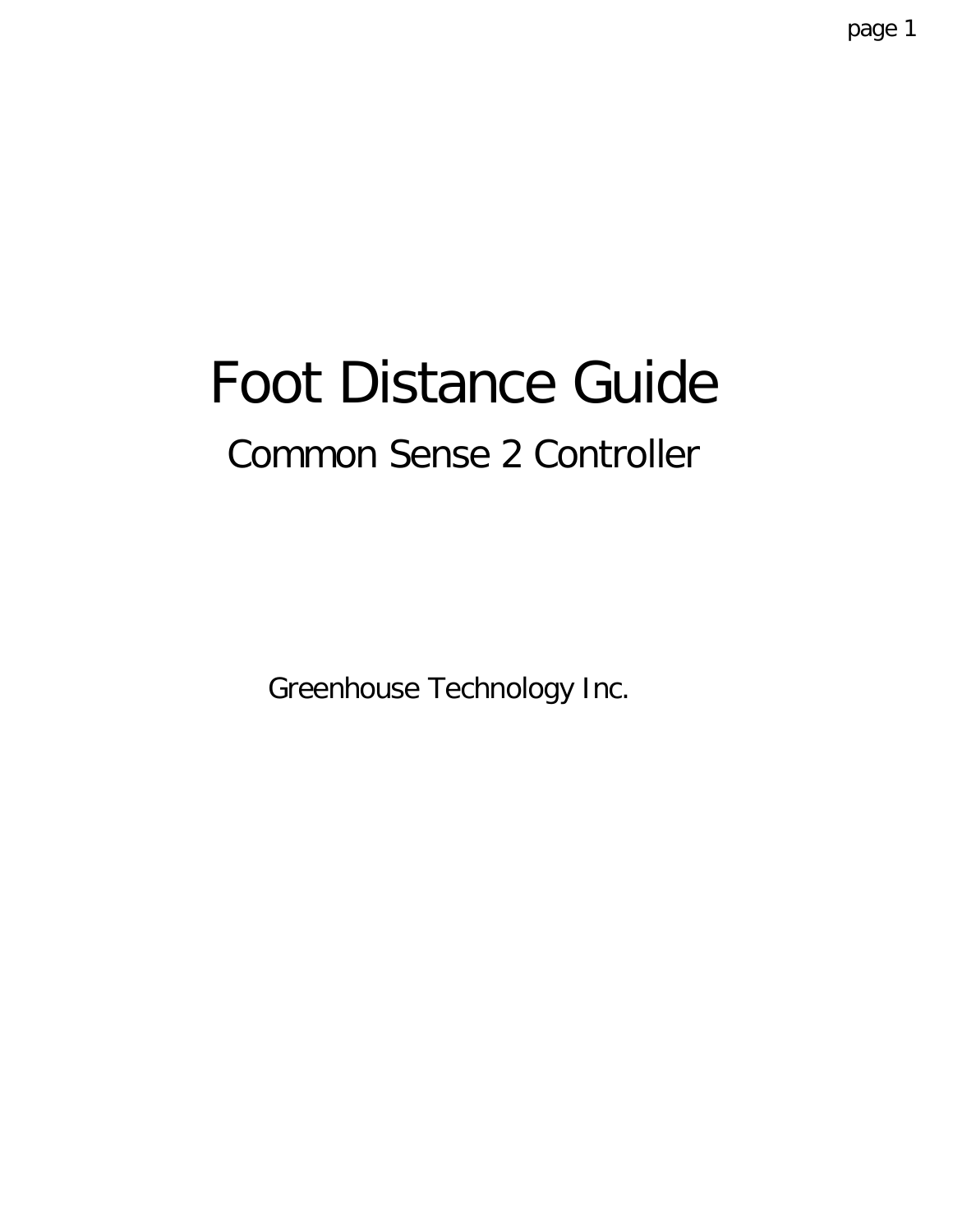# Foot Distance Guide

## Common Sense 2 Controller

Greenhouse Technology Inc.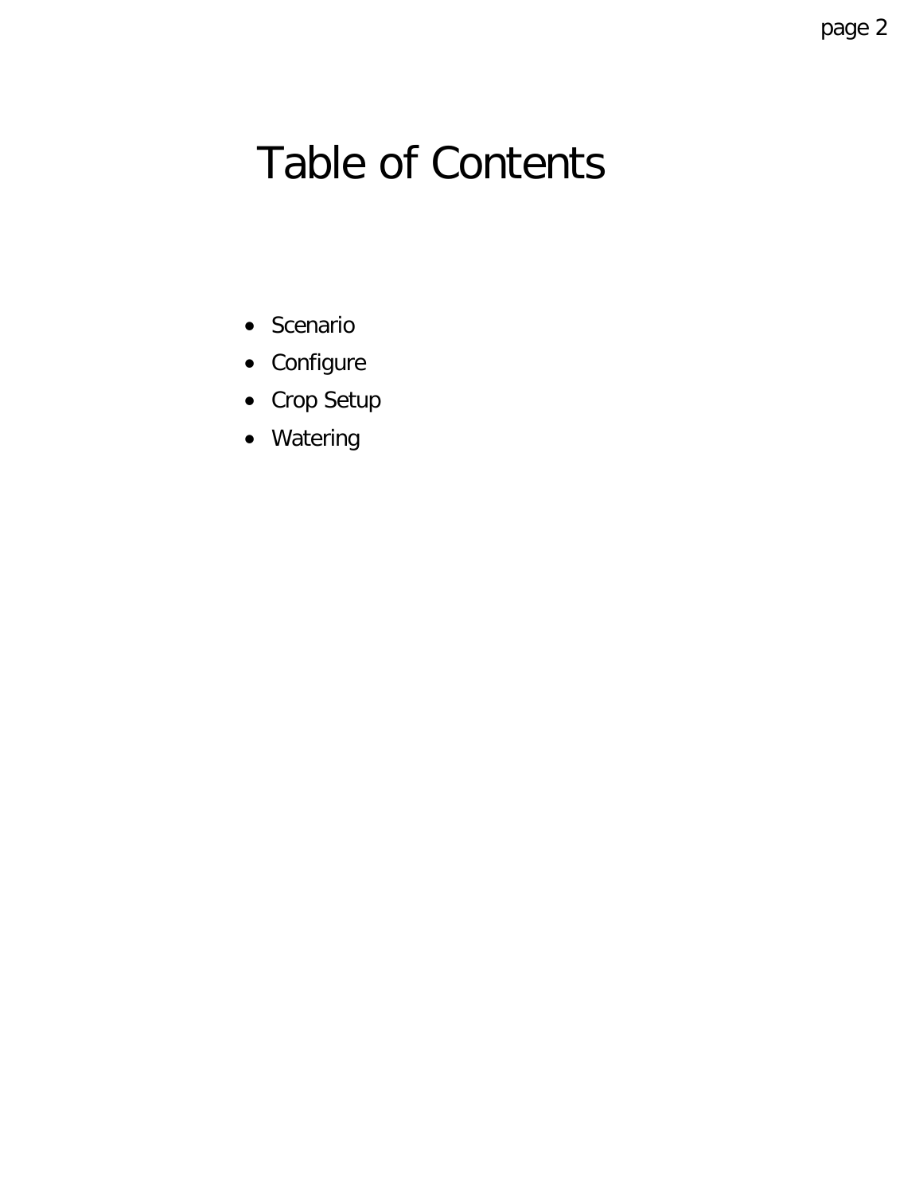# Table of Contents

- Scenario
- Configure
- Crop Setup
- Watering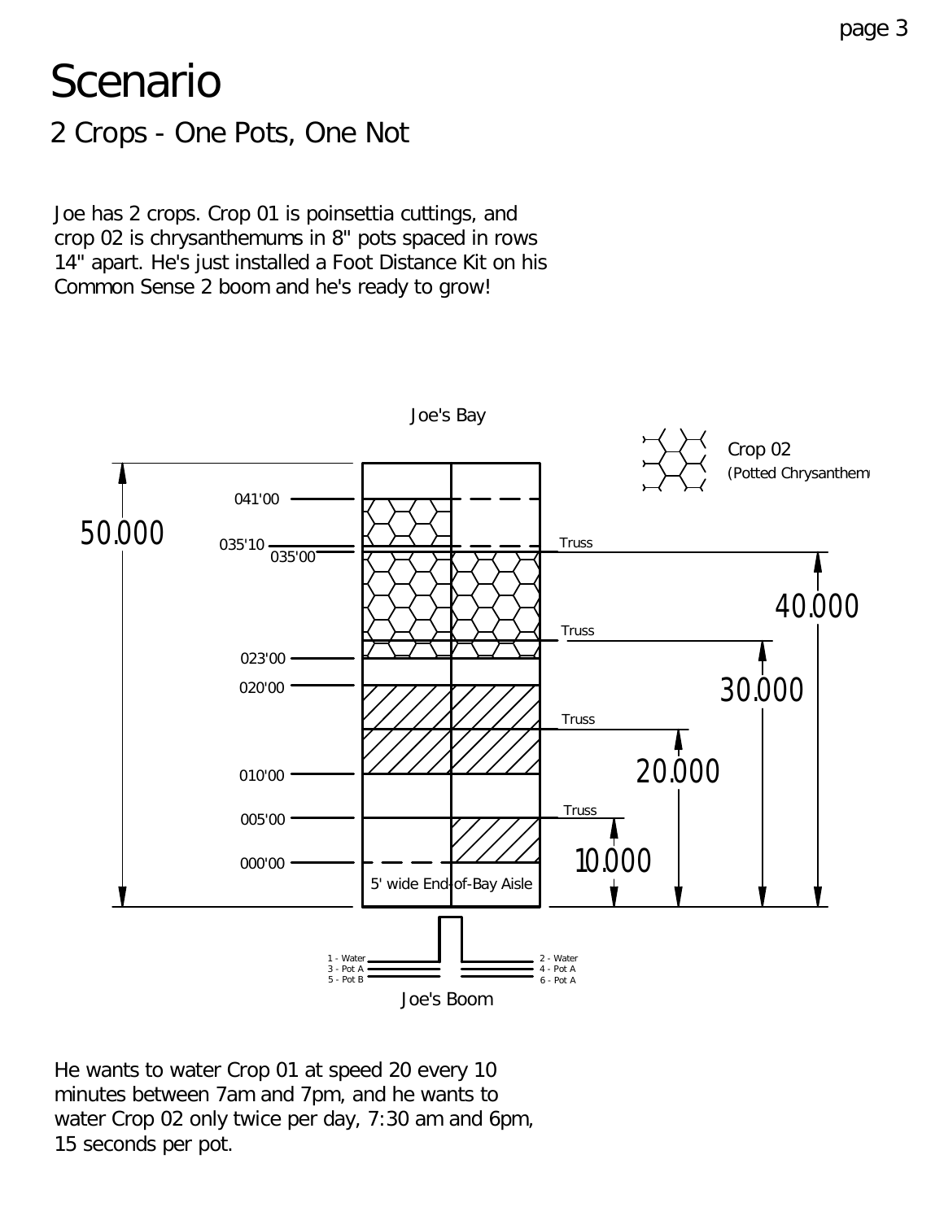# Scenario

## 2 Crops - One Pots, One Not

Joe has 2 crops. Crop 01 is poinsettia cuttings, and crop 02 is chrysanthemums in 8" pots spaced in rows 14" apart. He's just installed a Foot Distance Kit on his Common Sense 2 boom and he's ready to grow!

He wants to water Crop 01 at speed 20 every 10 minutes between 7am and 7pm, and he wants to water Crop 02 only twice per day, 7:30 am and 6pm, 15 seconds per pot.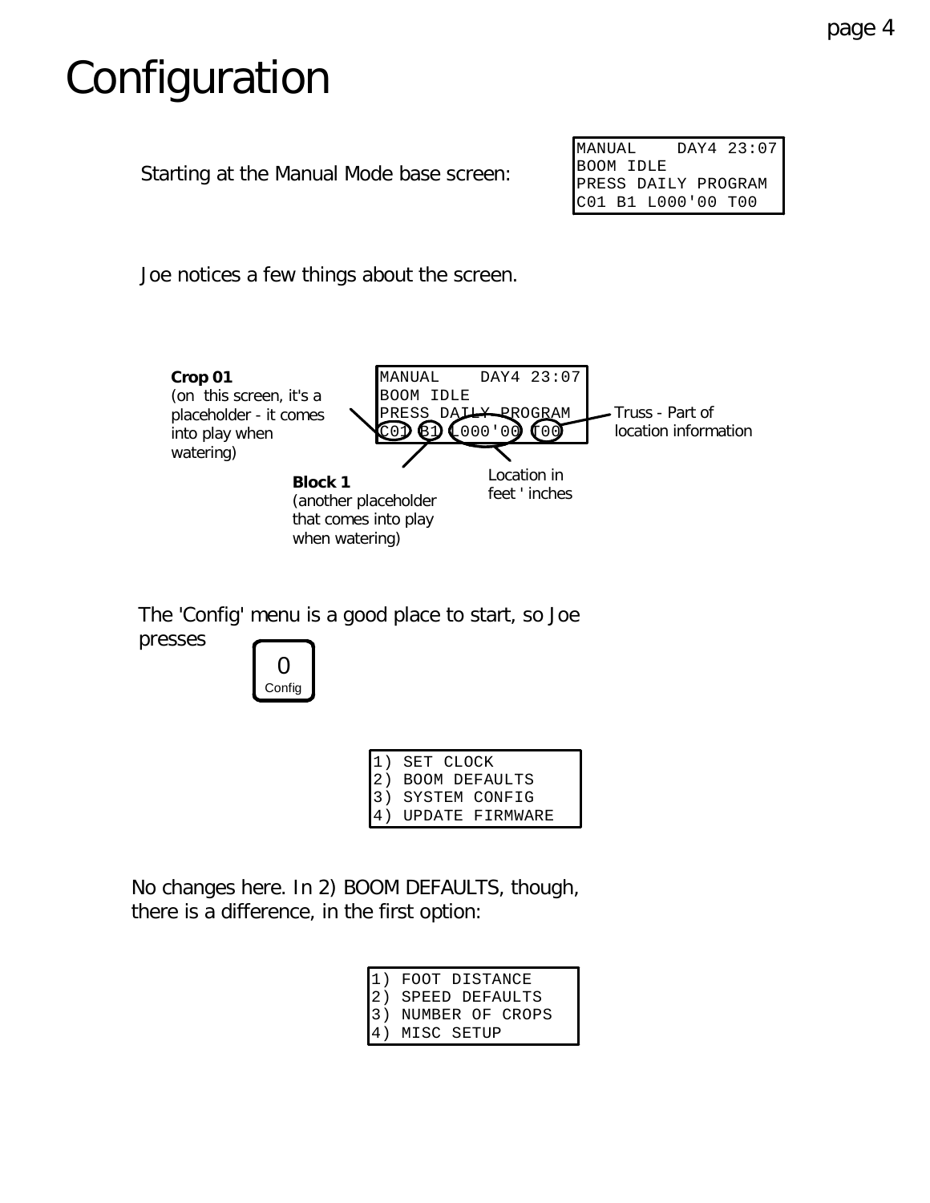# Configuration

Starting at the Manual Mode base screen:

```
MANUAL    DAY4 23:07
BOOM IDLE
PRESS DAILY PROGRAM
C01 B1 L000'00 T00
```

Joe notices a few things about the screen.

```
MANUAL    DAY4 23:07
BOOM IDLE
PRESS DAILY PROGRAM
C01 B1 L000'00 T00
```

**Crop 01**
(on this screen, it's a placeholder - it comes into play when watering)

**Block 1**
(another placeholder that comes into play when watering)

Location in feet ' inches

Truss - Part of location information

The 'Config' menu is a good place to start, so Joe presses

0
Config

```
1) SET CLOCK
2) BOOM DEFAULTS
3) SYSTEM CONFIG
4) UPDATE FIRMWARE
```

No changes here. In 2) BOOM DEFAULTS, though, there is a difference, in the first option:

```
1) FOOT DISTANCE
2) SPEED DEFAULTS
3) NUMBER OF CROPS
4) MISC SETUP
```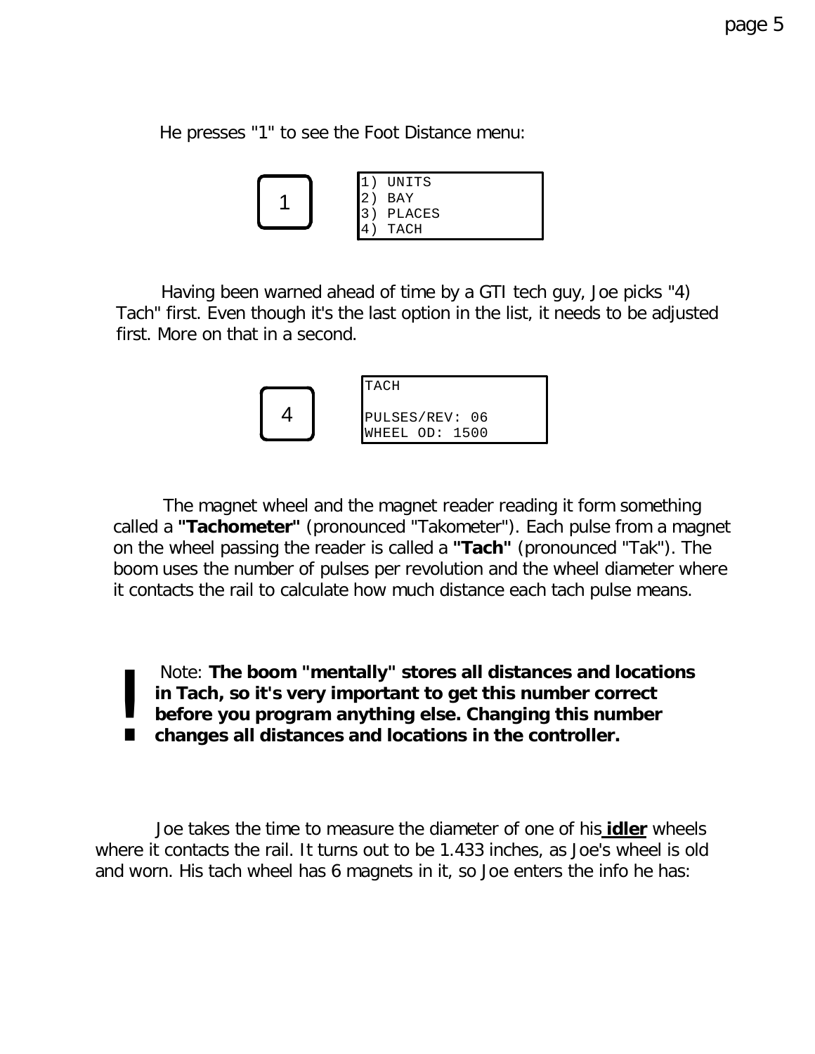He presses "1" to see the Foot Distance menu:

1

```
1) UNITS
2) BAY
3) PLACES
4) TACH
```

Having been warned ahead of time by a GTI tech guy, Joe picks "4) Tach" first. Even though it's the last option in the list, it needs to be adjusted first. More on that in a second.

4

```
TACH

PULSES/REV: 06
WHEEL OD: 1500
```

The magnet wheel and the magnet reader reading it form something called a **"Tachometer"** (pronounced "Takometer"). Each pulse from a magnet on the wheel passing the reader is called a **"Tach"** (pronounced "Tak"). The boom uses the number of pulses per revolution and the wheel diameter where it contacts the rail to calculate how much distance each tach pulse means.

**!** Note: **The boom "mentally" stores all distances and locations in Tach, so it's very important to get this number correct before you program anything else. Changing this number changes all distances and locations in the controller.**

Joe takes the time to measure the diameter of one of his **<u>idler</u>** wheels where it contacts the rail. It turns out to be 1.433 inches, as Joe's wheel is old and worn. His tach wheel has 6 magnets in it, so Joe enters the info he has: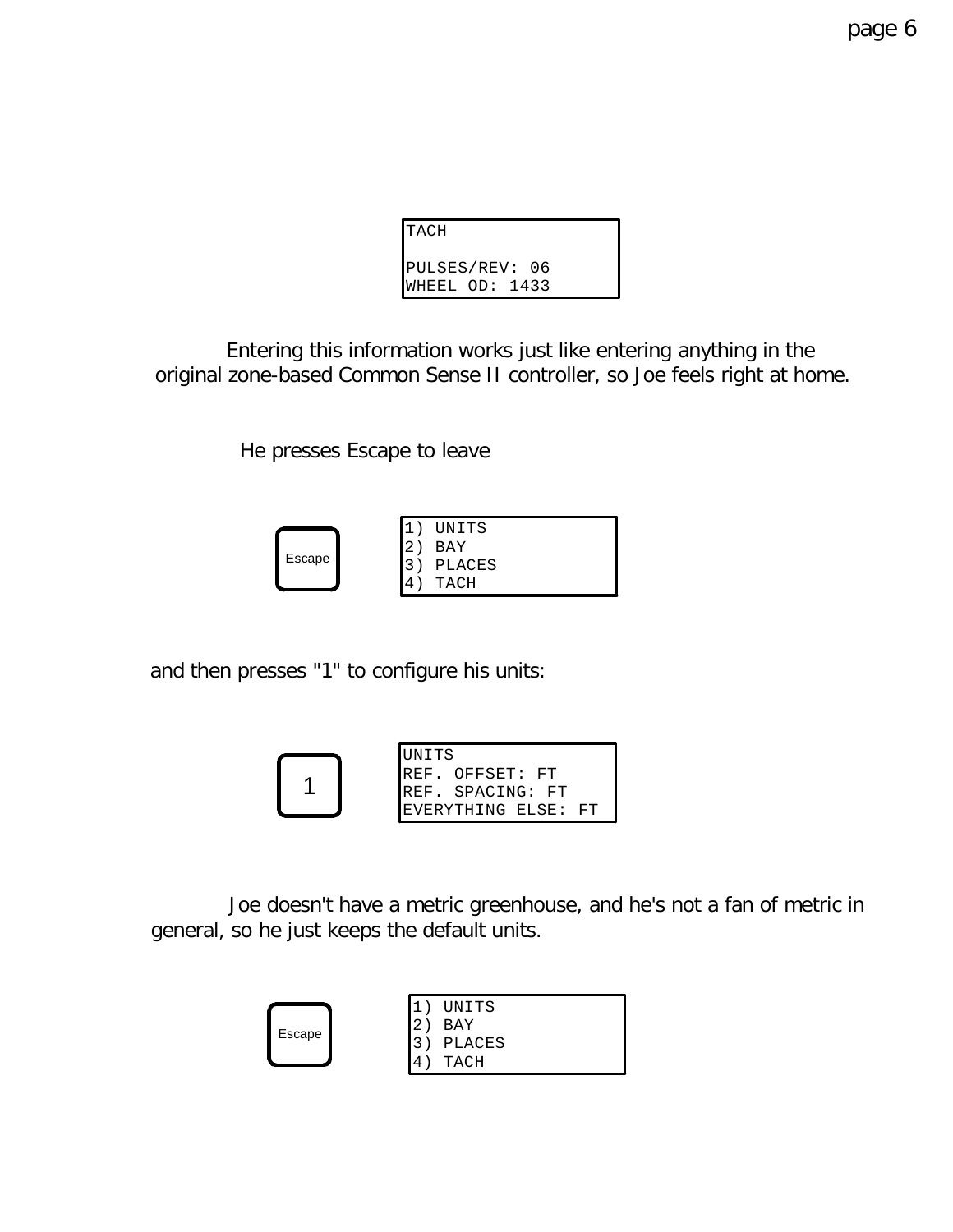```
TACH

PULSES/REV: 06
WHEEL OD: 1433
```

Entering this information works just like entering anything in the original zone-based Common Sense II controller, so Joe feels right at home.

He presses Escape to leave

[Escape]

```
1) UNITS
2) BAY
3) PLACES
4) TACH
```

and then presses "1" to configure his units:

[1]

```
UNITS
REF. OFFSET: FT
REF. SPACING: FT
EVERYTHING ELSE: FT
```

Joe doesn't have a metric greenhouse, and he's not a fan of metric in general, so he just keeps the default units.

[Escape]

```
1) UNITS
2) BAY
3) PLACES
4) TACH
```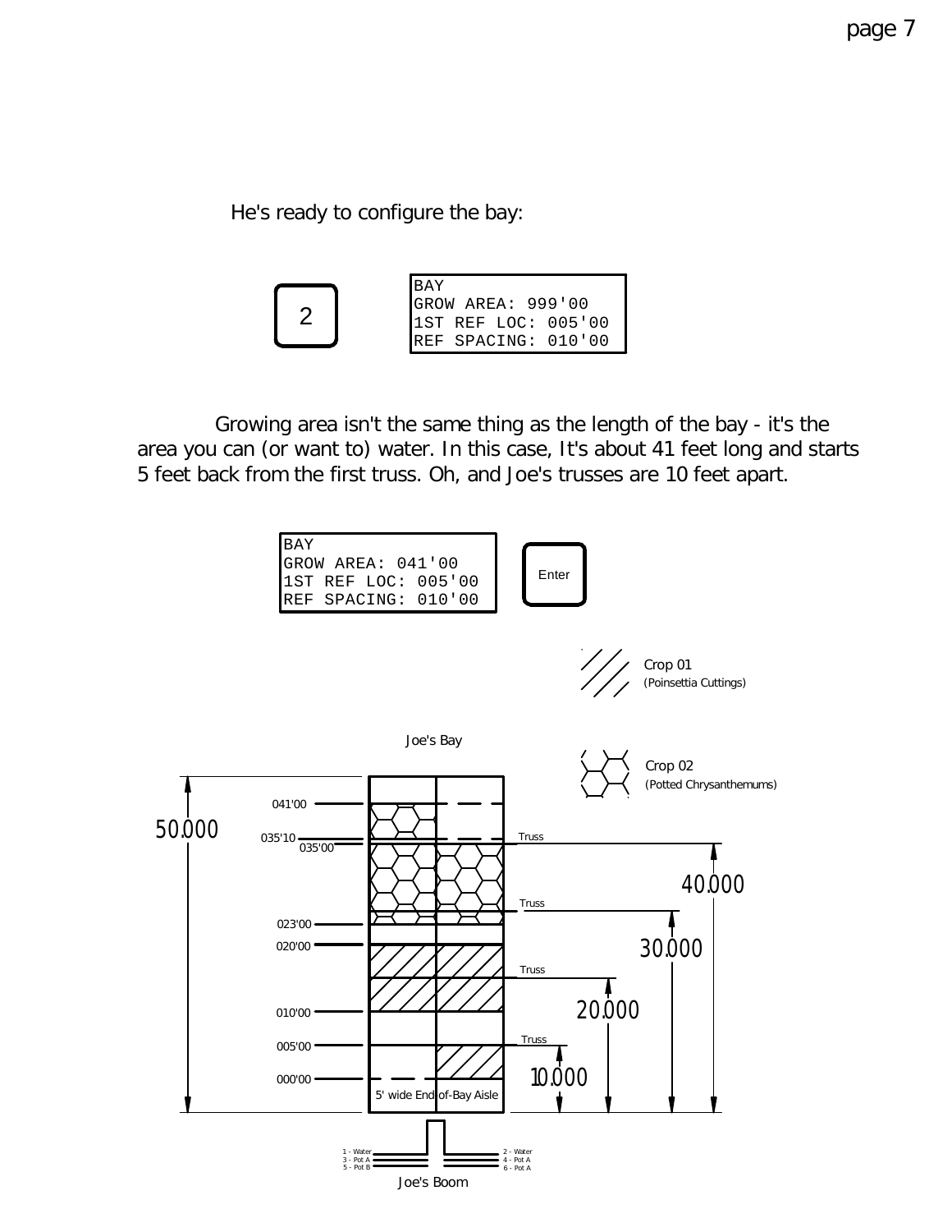He's ready to configure the bay:

2

```
BAY
GROW AREA: 999'00
1ST REF LOC: 005'00
REF SPACING: 010'00
```

Growing area isn't the same thing as the length of the bay - it's the area you can (or want to) water. In this case, It's about 41 feet long and starts 5 feet back from the first truss. Oh, and Joe's trusses are 10 feet apart.

```
BAY
GROW AREA: 041'00
1ST REF LOC: 005'00
REF SPACING: 010'00
```

Enter

Crop 01 (Poinsettia Cuttings)

Crop 02 (Potted Chrysanthemums)

Joe's Bay

041'00

035'10

035'00

023'00

020'00

010'00

005'00

000'00

50.000

40.000

30.000

20.000

10.000

Truss

Truss

Truss

Truss

5' wide End-of-Bay Aisle

1 - Water
3 - Pot A
5 - Pot B

2 - Water
4 - Pot A
6 - Pot A

Joe's Boom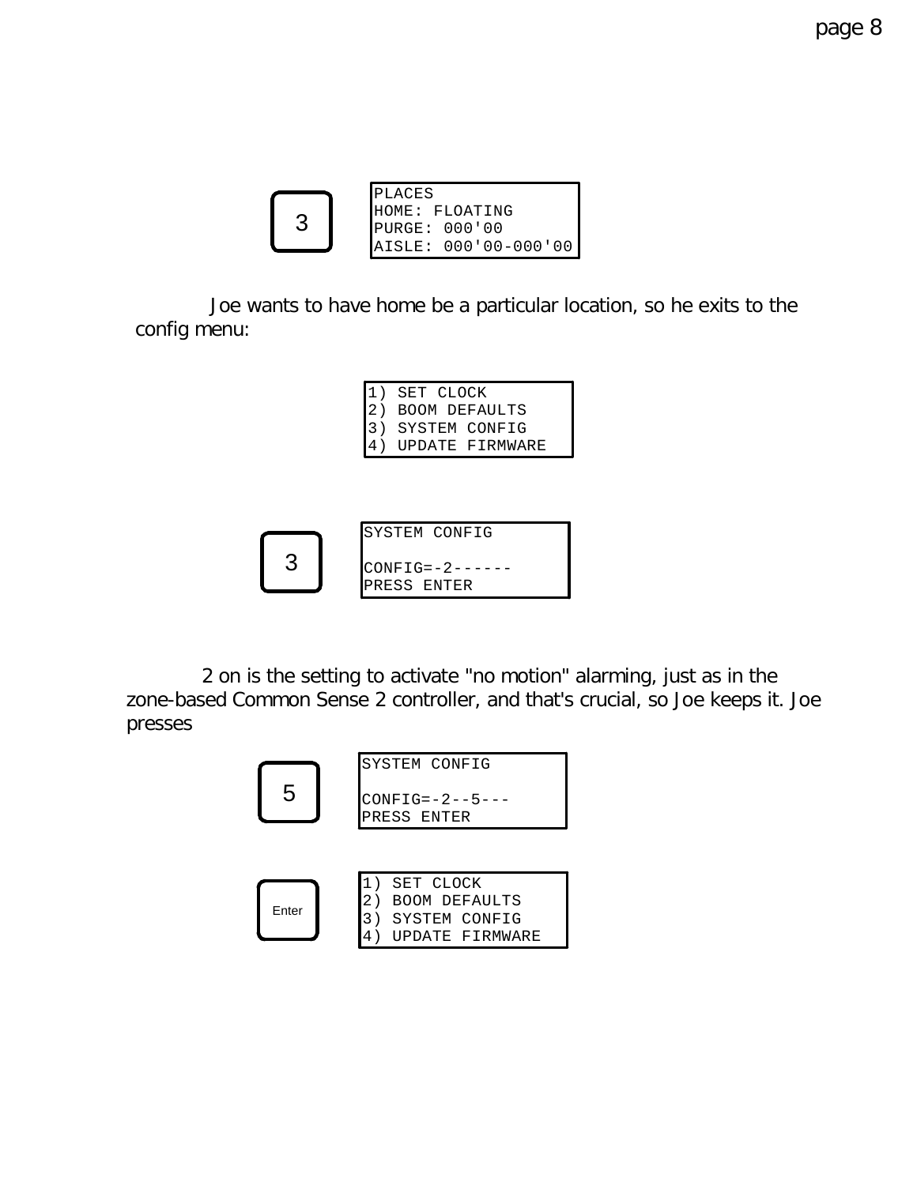**[3]**

```
PLACES
HOME: FLOATING
PURGE: 000'00
AISLE: 000'00-000'00
```

Joe wants to have home be a particular location, so he exits to the config menu:

```
1) SET CLOCK
2) BOOM DEFAULTS
3) SYSTEM CONFIG
4) UPDATE FIRMWARE
```

**[3]**

```
SYSTEM CONFIG

CONFIG=-2------
PRESS ENTER
```

2 on is the setting to activate "no motion" alarming, just as in the zone-based Common Sense 2 controller, and that's crucial, so Joe keeps it. Joe presses

**[5]**

```
SYSTEM CONFIG

CONFIG=-2--5---
PRESS ENTER
```

**[Enter]**

```
1) SET CLOCK
2) BOOM DEFAULTS
3) SYSTEM CONFIG
4) UPDATE FIRMWARE
```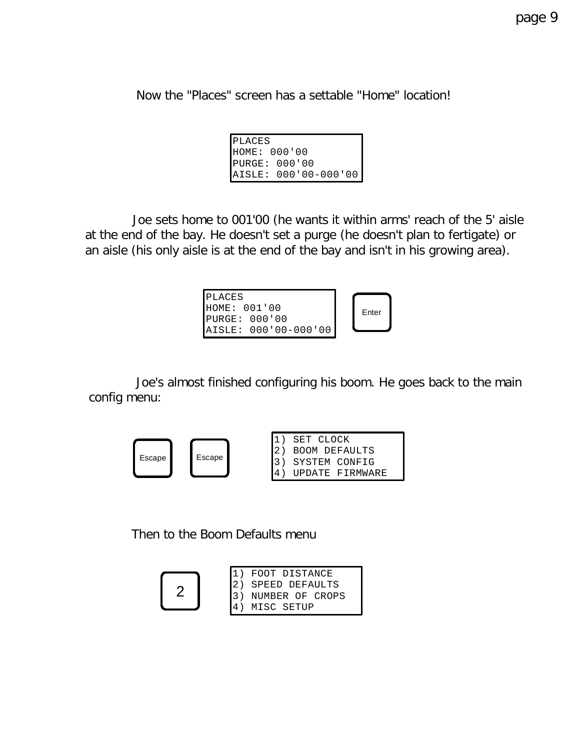Now the "Places" screen has a settable "Home" location!

```
PLACES
HOME: 000'00
PURGE: 000'00
AISLE: 000'00-000'00
```

Joe sets home to 001'00 (he wants it within arms' reach of the 5' aisle at the end of the bay. He doesn't set a purge (he doesn't plan to fertigate) or an aisle (his only aisle is at the end of the bay and isn't in his growing area).

```
PLACES
HOME: 001'00
PURGE: 000'00
AISLE: 000'00-000'00
```

Enter

Joe's almost finished configuring his boom. He goes back to the main config menu:

Escape Escape

```
1) SET CLOCK
2) BOOM DEFAULTS
3) SYSTEM CONFIG
4) UPDATE FIRMWARE
```

Then to the Boom Defaults menu

2

```
1) FOOT DISTANCE
2) SPEED DEFAULTS
3) NUMBER OF CROPS
4) MISC SETUP
```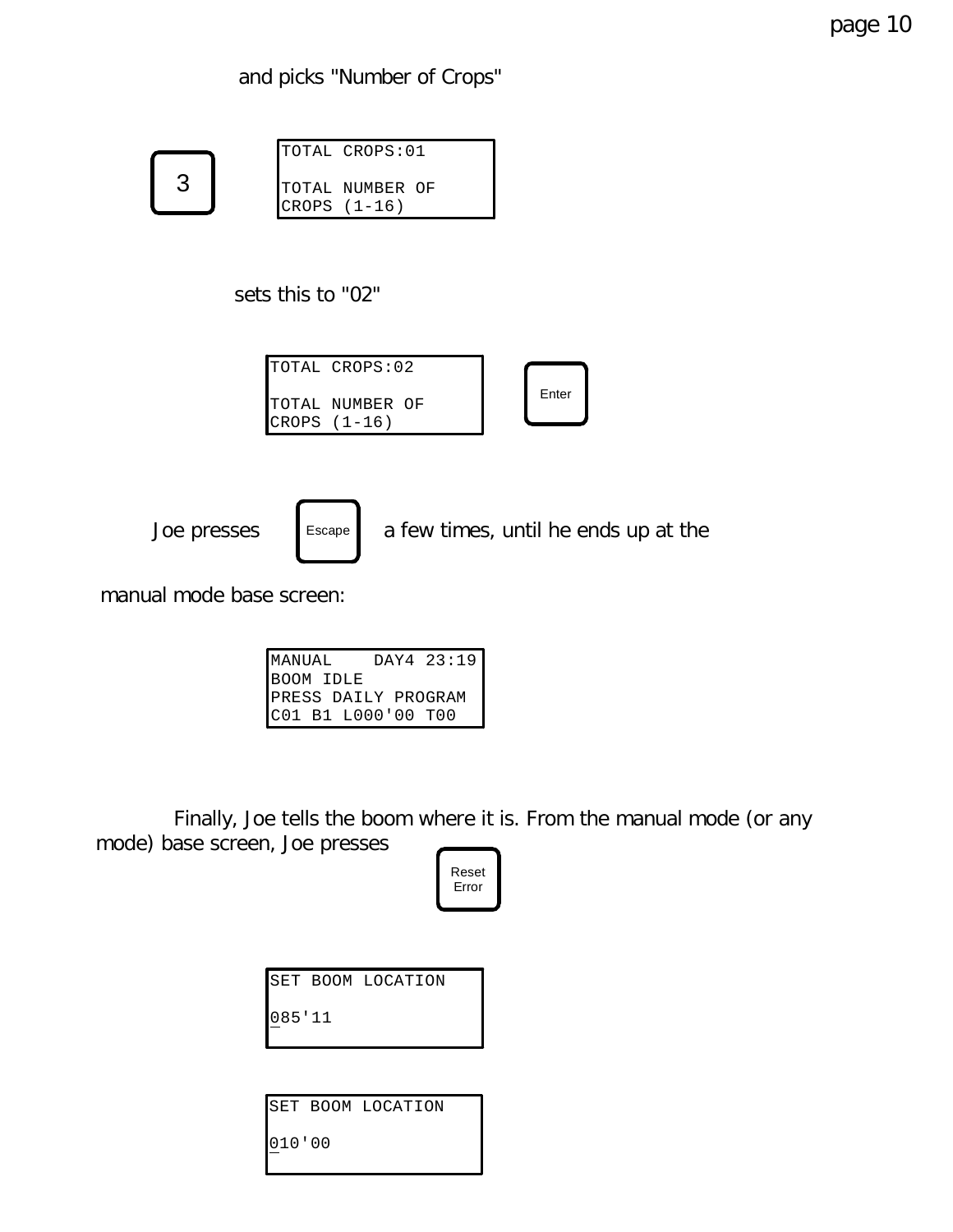and picks "Number of Crops"

[3]

```
TOTAL CROPS:01

TOTAL NUMBER OF
CROPS (1-16)
```

sets this to "02"

```
TOTAL CROPS:02

TOTAL NUMBER OF
CROPS (1-16)
```

[Enter]

Joe presses [Escape] a few times, until he ends up at the manual mode base screen:

```
MANUAL    DAY4 23:19
BOOM IDLE
PRESS DAILY PROGRAM
C01 B1 L000'00 T00
```

Finally, Joe tells the boom where it is. From the manual mode (or any mode) base screen, Joe presses [Reset Error]

```
SET BOOM LOCATION

085'11
```

```
SET BOOM LOCATION

010'00
```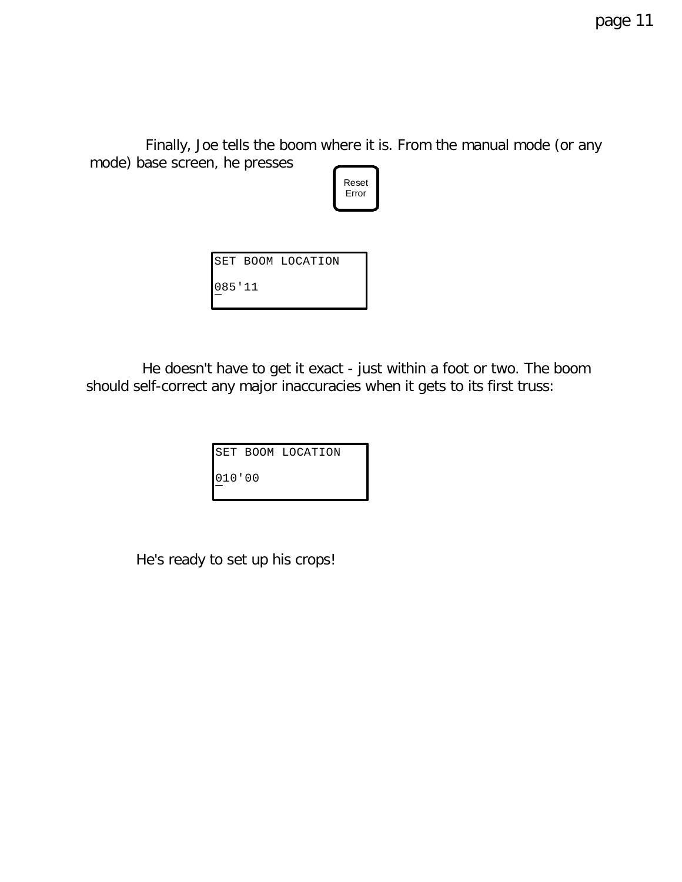Finally, Joe tells the boom where it is. From the manual mode (or any mode) base screen, he presses

Reset Error

```
SET BOOM LOCATION
085'11
```

He doesn't have to get it exact - just within a foot or two. The boom should self-correct any major inaccuracies when it gets to its first truss:

```
SET BOOM LOCATION
010'00
```

He's ready to set up his crops!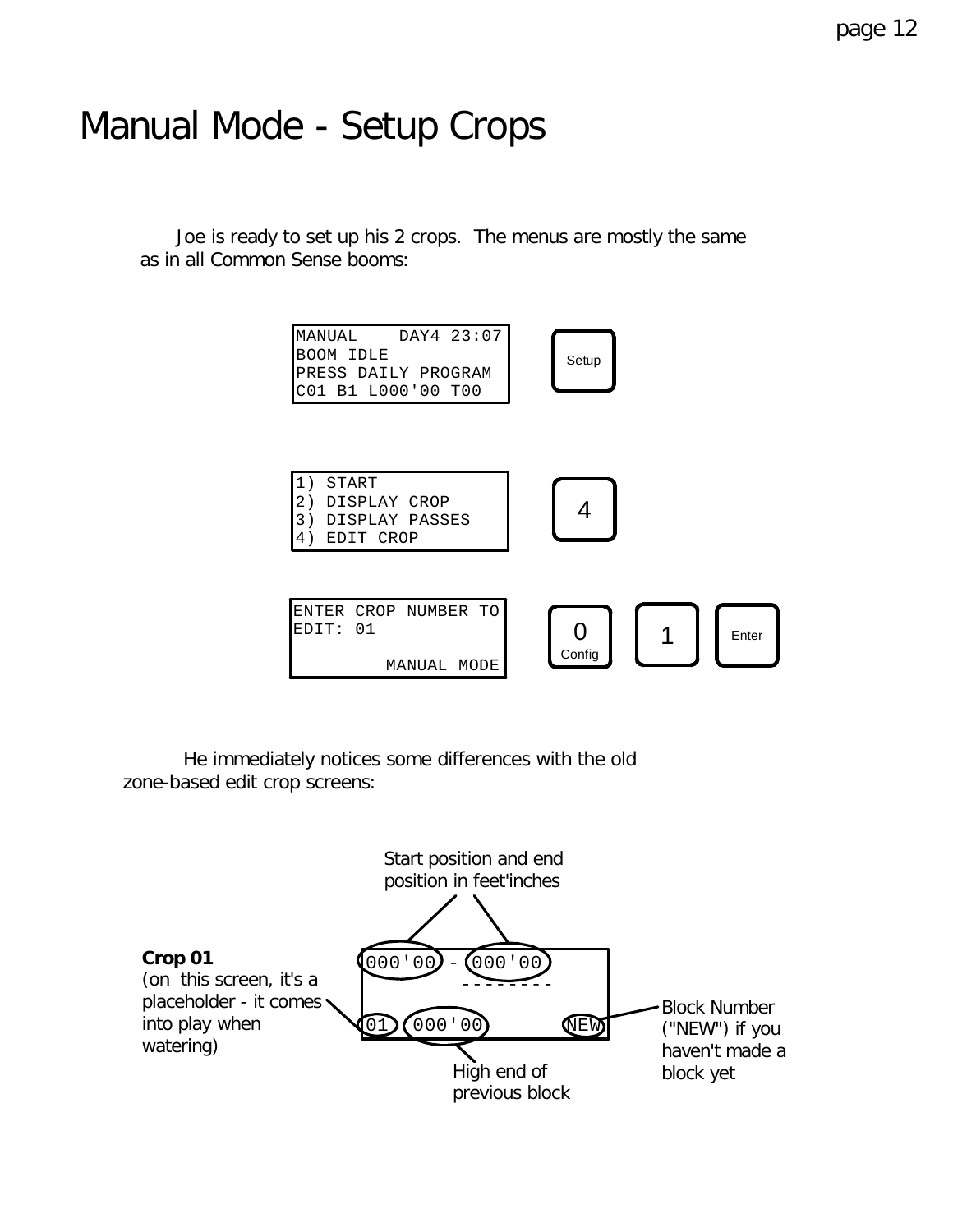# Manual Mode - Setup Crops

Joe is ready to set up his 2 crops. The menus are mostly the same as in all Common Sense booms:

```
MANUAL    DAY4 23:07
BOOM IDLE
PRESS DAILY PROGRAM
C01 B1 L000'00 T00
```

Setup

```
1) START
2) DISPLAY CROP
3) DISPLAY PASSES
4) EDIT CROP
```

4

```
ENTER CROP NUMBER TO
EDIT: 01

        MANUAL MODE
```

0 Config  1  Enter

He immediately notices some differences with the old zone-based edit crop screens:

Start position and end position in feet'inches

```
000'00 - 000'00
         --------

01  000'00       NEW
```

**Crop 01**
(on this screen, it's a placeholder - it comes into play when watering)

High end of previous block

Block Number ("NEW") if you haven't made a block yet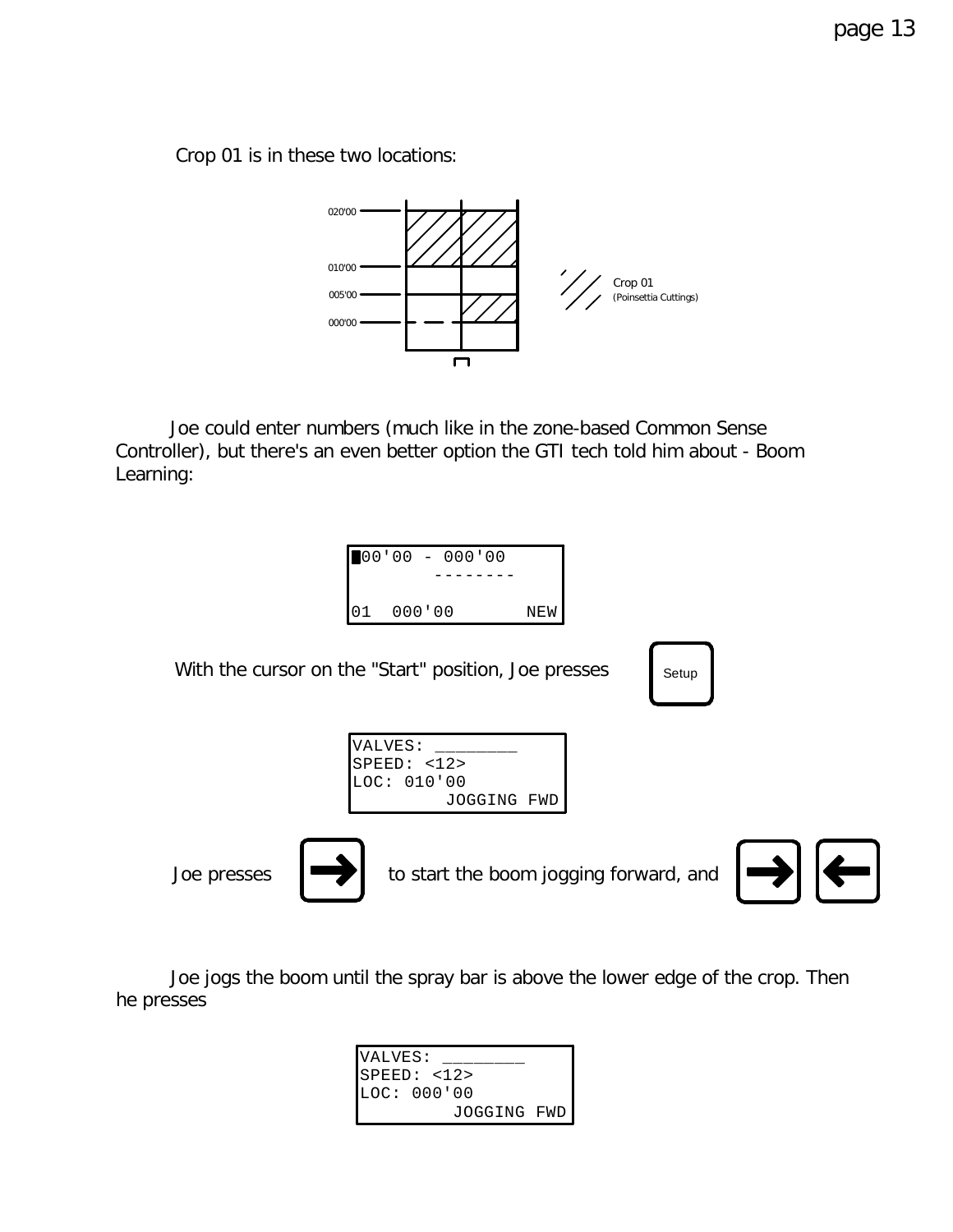Crop 01 is in these two locations:

020'00

010'00

005'00

000'00

Crop 01
(Poinsettia Cuttings)

Joe could enter numbers (much like in the zone-based Common Sense Controller), but there's an even better option the GTI tech told him about - Boom Learning:

```
█00'00 - 000'00
        --------

01  000'00       NEW
```

With the cursor on the "Start" position, Joe presses Setup

```
VALVES: ________
SPEED: <12>
LOC: 010'00
         JOGGING FWD
```

Joe presses → to start the boom jogging forward, and → ←

Joe jogs the boom until the spray bar is above the lower edge of the crop. Then he presses

```
VALVES: ________
SPEED: <12>
LOC: 000'00
         JOGGING FWD
```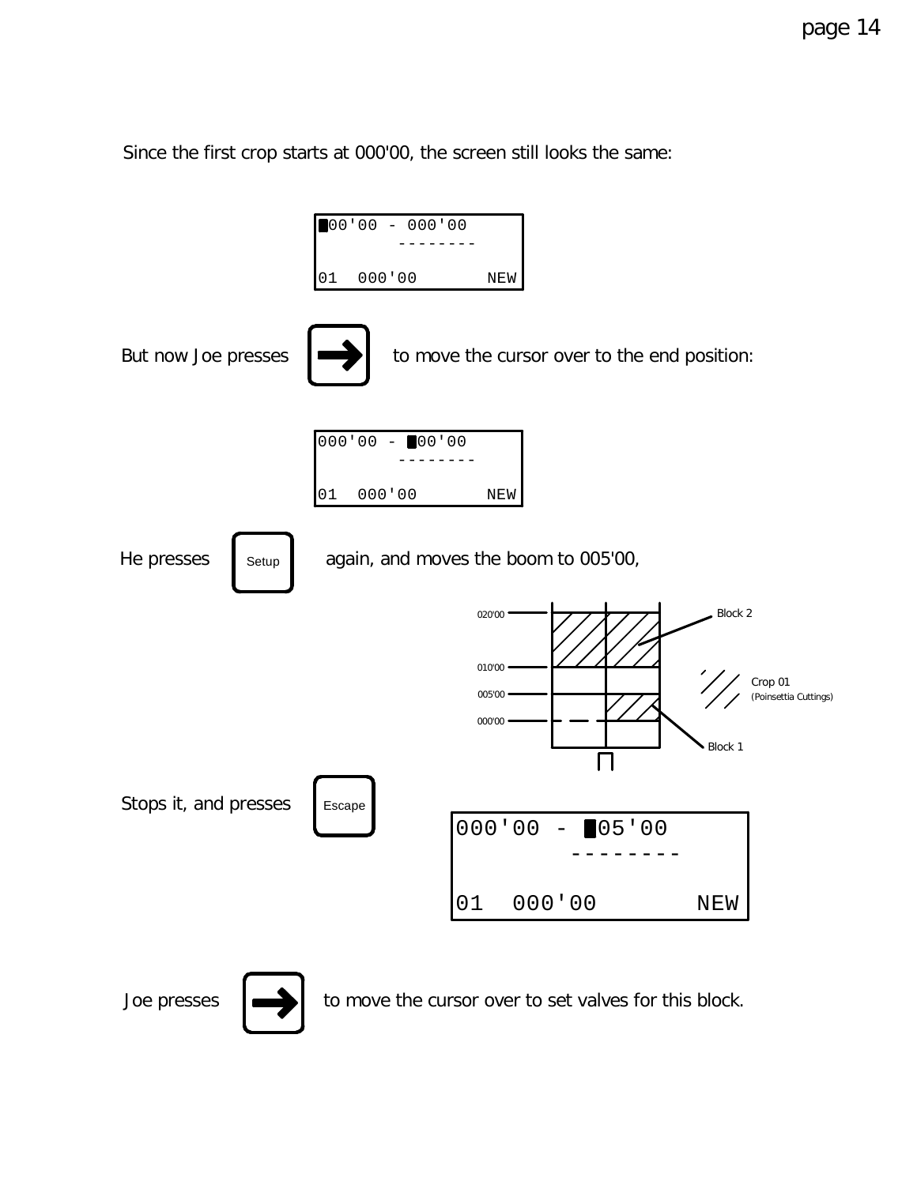Since the first crop starts at 000'00, the screen still looks the same:

```
█00'00 - 000'00
       --------

01  000'00       NEW
```

But now Joe presses [→] to move the cursor over to the end position:

```
000'00 - █00'00
       --------

01  000'00       NEW
```

He presses [Setup] again, and moves the boom to 005'00,

Stops it, and presses [Escape]

```
000'00 - █05'00
       --------

01  000'00       NEW
```

Joe presses [→] to move the cursor over to set valves for this block.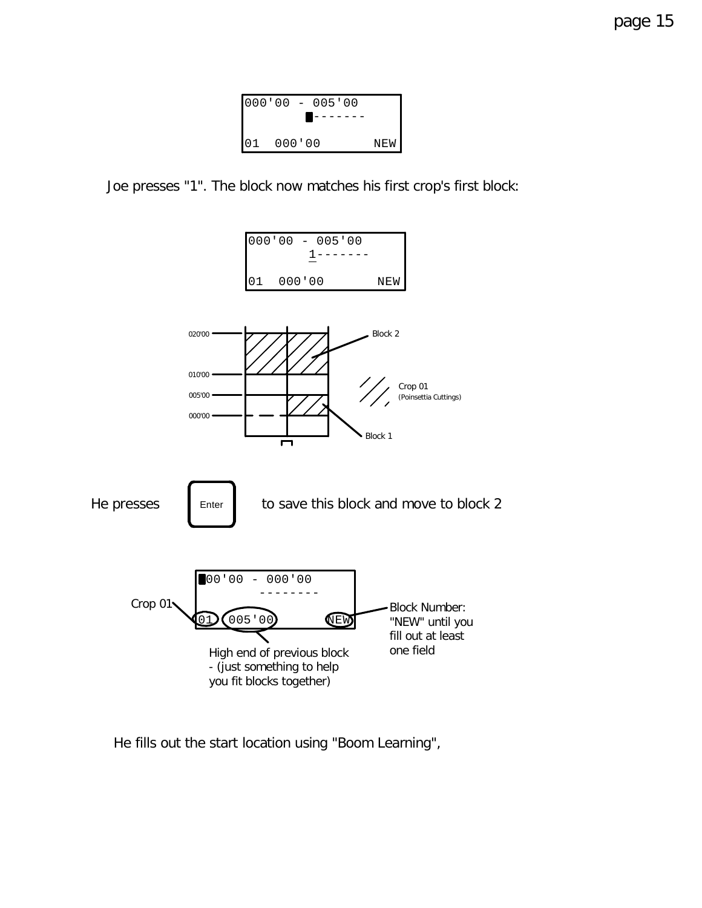```
000'00 - 005'00
        █-------

01  000'00       NEW
```

Joe presses "1". The block now matches his first crop's first block:

```
000'00 - 005'00
        1-------

01  000'00       NEW
```

020'00

010'00

005'00

000'00

Block 2

Crop 01
(Poinsettia Cuttings)

Block 1

He presses [Enter] to save this block and move to block 2

```
█00'00 - 000'00
        --------

01  005'00       NEW
```

Crop 01

High end of previous block - (just something to help you fit blocks together)

Block Number: "NEW" until you fill out at least one field

He fills out the start location using "Boom Learning",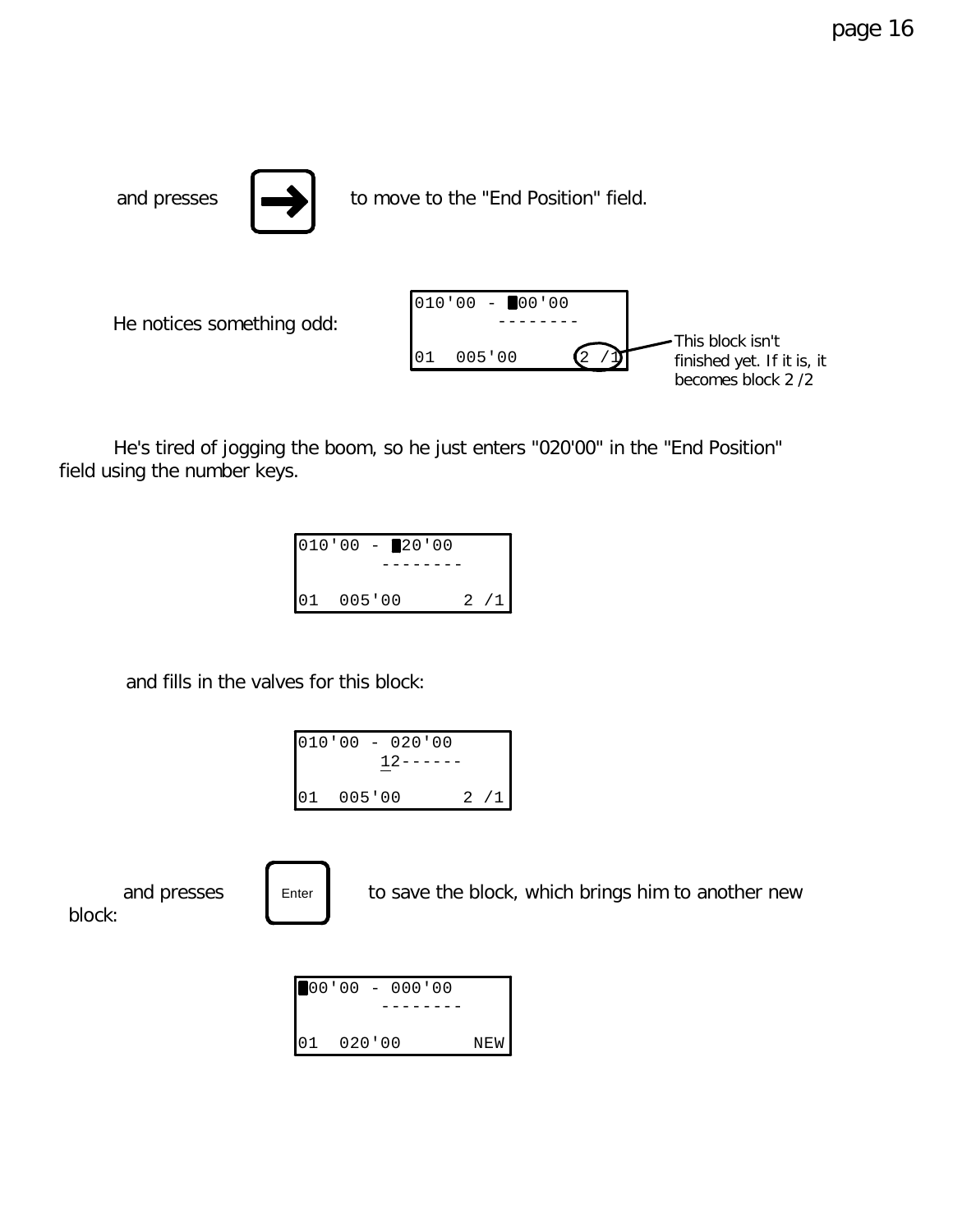and presses [→] to move to the "End Position" field.

He notices something odd:

```
010'00 - █00'00
        --------

01  005'00      2 /1
```

This block isn't finished yet. If it is, it becomes block 2 /2

He's tired of jogging the boom, so he just enters "020'00" in the "End Position" field using the number keys.

```
010'00 - █20'00
        --------

01  005'00      2 /1
```

and fills in the valves for this block:

```
010'00 - 020'00
        12------

01  005'00      2 /1
```

and presses [Enter] to save the block, which brings him to another new block:

```
█00'00 - 000'00
        --------

01  020'00       NEW
```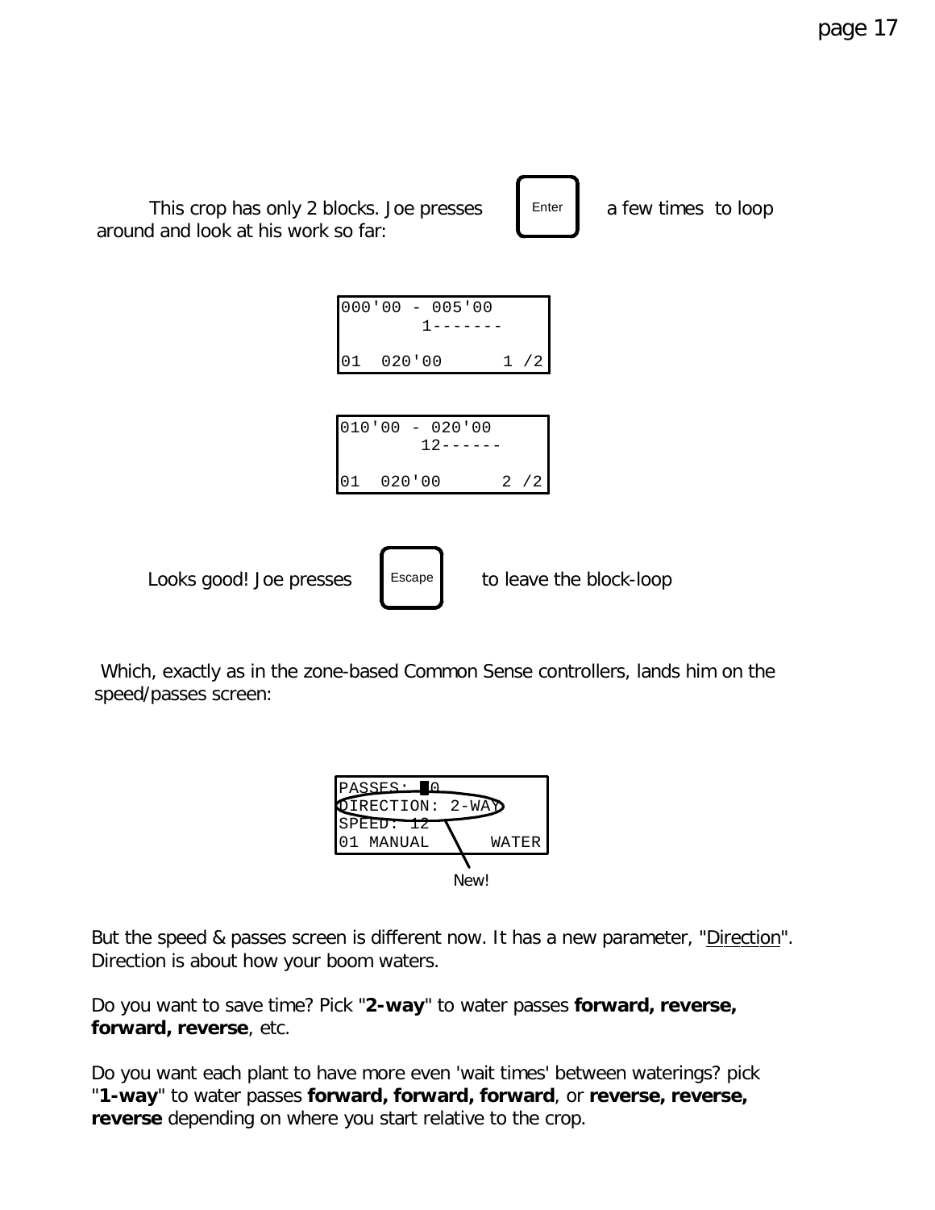This crop has only 2 blocks. Joe presses [Enter] a few times to loop around and look at his work so far:

```
000'00 - 005'00
        1-------

01  020'00      1 /2
```

```
010'00 - 020'00
        12------

01  020'00      2 /2
```

Looks good! Joe presses [Escape] to leave the block-loop

Which, exactly as in the zone-based Common Sense controllers, lands him on the speed/passes screen:

```
PASSES: █0
DIRECTION: 2-WAY
SPEED: 12
01 MANUAL     WATER
```

New!

But the speed & passes screen is different now. It has a new parameter, "Direction". Direction is about how your boom waters.

Do you want to save time? Pick "**2-way**" to water passes **forward, reverse, forward, reverse**, etc.

Do you want each plant to have more even 'wait times' between waterings? pick "**1-way**" to water passes **forward, forward, forward**, or **reverse, reverse, reverse** depending on where you start relative to the crop.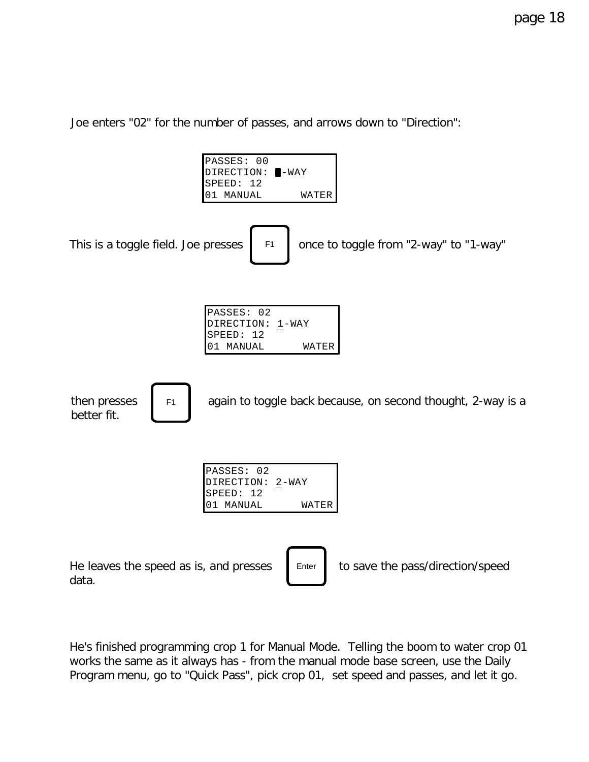Joe enters "02" for the number of passes, and arrows down to "Direction":

```
PASSES: 00
DIRECTION: █-WAY
SPEED: 12
01 MANUAL      WATER
```

This is a toggle field. Joe presses [F1] once to toggle from "2-way" to "1-way"

```
PASSES: 02
DIRECTION: 1-WAY
SPEED: 12
01 MANUAL      WATER
```

then presses [F1] again to toggle back because, on second thought, 2-way is a better fit.

```
PASSES: 02
DIRECTION: 2-WAY
SPEED: 12
01 MANUAL      WATER
```

He leaves the speed as is, and presses [Enter] to save the pass/direction/speed data.

He's finished programming crop 1 for Manual Mode. Telling the boom to water crop 01 works the same as it always has - from the manual mode base screen, use the Daily Program menu, go to "Quick Pass", pick crop 01, set speed and passes, and let it go.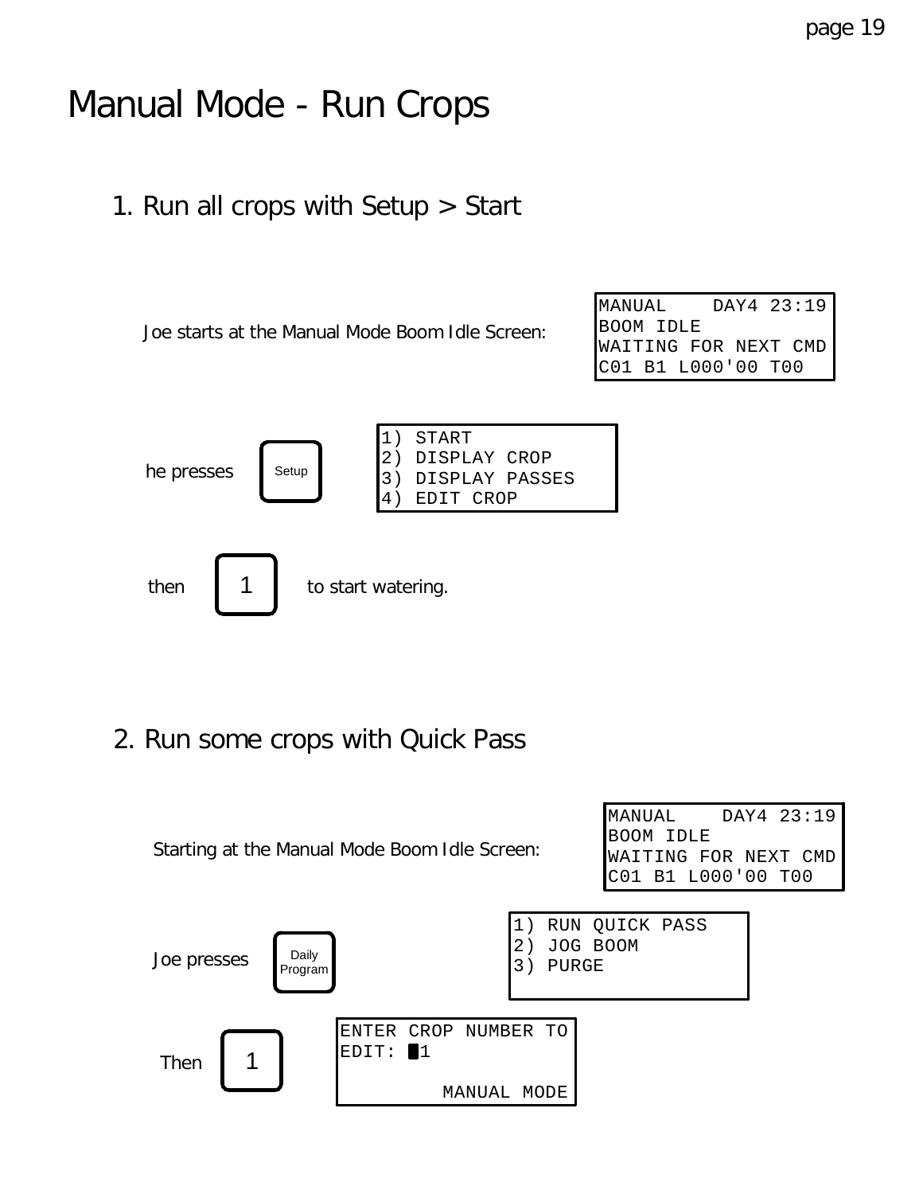# Manual Mode - Run Crops

## 1. Run all crops with Setup > Start

Joe starts at the Manual Mode Boom Idle Screen:

```
MANUAL    DAY4 23:19
BOOM IDLE
WAITING FOR NEXT CMD
C01 B1 L000'00 T00
```

he presses [Setup]

```
1) START
2) DISPLAY CROP
3) DISPLAY PASSES
4) EDIT CROP
```

then [1] to start watering.

## 2. Run some crops with Quick Pass

Starting at the Manual Mode Boom Idle Screen:

```
MANUAL    DAY4 23:19
BOOM IDLE
WAITING FOR NEXT CMD
C01 B1 L000'00 T00
```

Joe presses [Daily Program]

```
1) RUN QUICK PASS
2) JOG BOOM
3) PURGE
```

Then [1]

```
ENTER CROP NUMBER TO
EDIT: █1

         MANUAL MODE
```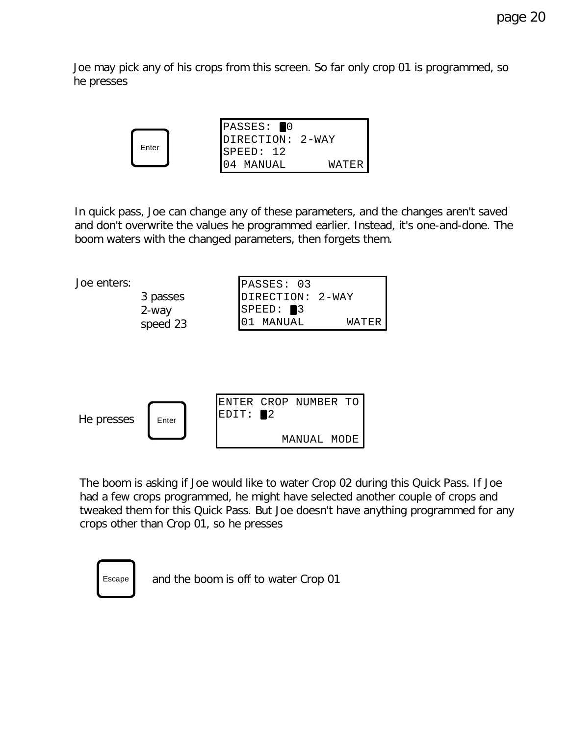Joe may pick any of his crops from this screen. So far only crop 01 is programmed, so he presses

Enter

```
PASSES: █0
DIRECTION: 2-WAY
SPEED: 12
04 MANUAL      WATER
```

In quick pass, Joe can change any of these parameters, and the changes aren't saved and don't overwrite the values he programmed earlier. Instead, it's one-and-done. The boom waters with the changed parameters, then forgets them.

Joe enters:

- 3 passes
- 2-way
- speed 23

```
PASSES: 03
DIRECTION: 2-WAY
SPEED: █3
01 MANUAL      WATER
```

He presses Enter

```
ENTER CROP NUMBER TO
EDIT: █2

         MANUAL MODE
```

The boom is asking if Joe would like to water Crop 02 during this Quick Pass. If Joe had a few crops programmed, he might have selected another couple of crops and tweaked them for this Quick Pass. But Joe doesn't have anything programmed for any crops other than Crop 01, so he presses

Escape and the boom is off to water Crop 01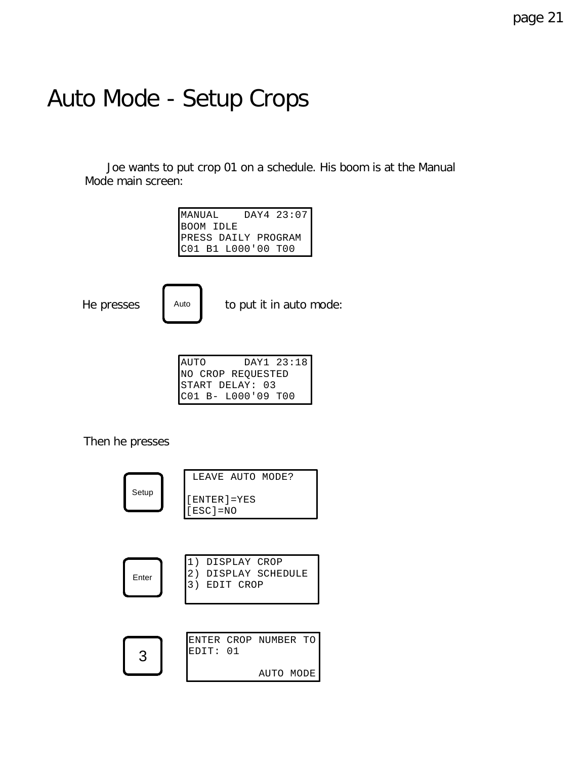# Auto Mode - Setup Crops

Joe wants to put crop 01 on a schedule. His boom is at the Manual Mode main screen:

```
MANUAL    DAY4 23:07
BOOM IDLE
PRESS DAILY PROGRAM
C01 B1 L000'00 T00
```

He presses [Auto] to put it in auto mode:

```
AUTO      DAY1 23:18
NO CROP REQUESTED
START DELAY: 03
C01 B- L000'09 T00
```

Then he presses

[Setup]

```
 LEAVE AUTO MODE?

[ENTER]=YES
[ESC]=NO
```

[Enter]

```
1) DISPLAY CROP
2) DISPLAY SCHEDULE
3) EDIT CROP
```

[3]

```
ENTER CROP NUMBER TO
EDIT: 01

           AUTO MODE
```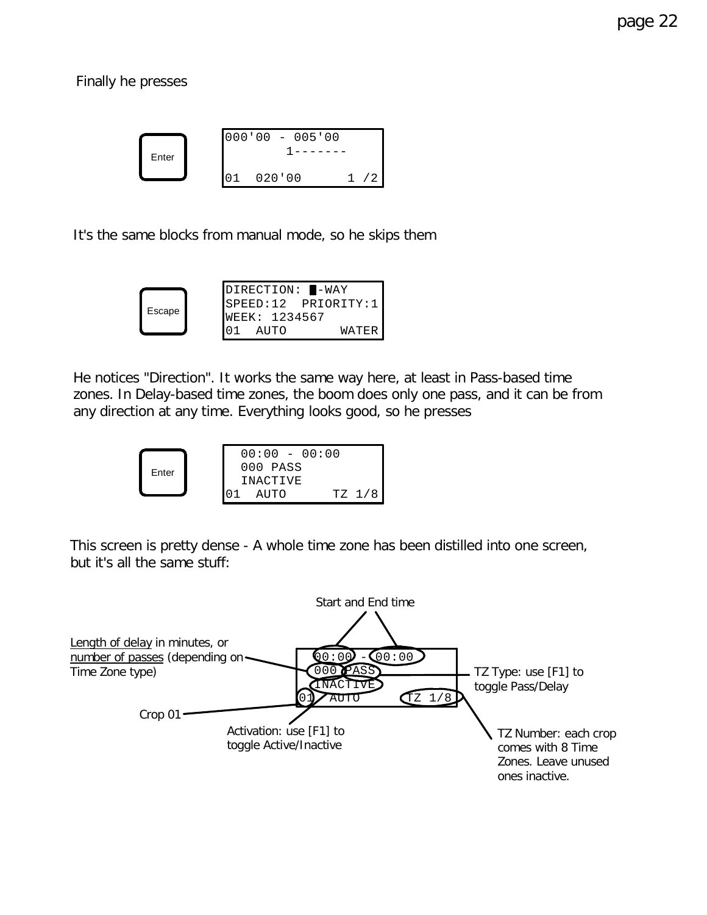Finally he presses

**Enter**

```
000'00 - 005'00
        1-------

01  020'00      1 /2
```

It's the same blocks from manual mode, so he skips them

**Escape**

```
DIRECTION: █-WAY
SPEED:12  PRIORITY:1
WEEK: 1234567
01  AUTO       WATER
```

He notices "Direction". It works the same way here, at least in Pass-based time zones. In Delay-based time zones, the boom does only one pass, and it can be from any direction at any time. Everything looks good, so he presses

**Enter**

```
  00:00 - 00:00
  000 PASS
  INACTIVE
01  AUTO      TZ 1/8
```

This screen is pretty dense - A whole time zone has been distilled into one screen, but it's all the same stuff:

```
  00:00 - 00:00
  000 PASS
  INACTIVE
01  AUTO      TZ 1/8
```

- **00:00 - 00:00**: Start and End time
- **000**: Length of delay in minutes, or number of passes (depending on Time Zone type)
- **PASS**: TZ Type: use [F1] to toggle Pass/Delay
- **INACTIVE**: Activation: use [F1] to toggle Active/Inactive
- **01**: Crop 01
- **TZ 1/8**: TZ Number: each crop comes with 8 Time Zones. Leave unused ones inactive.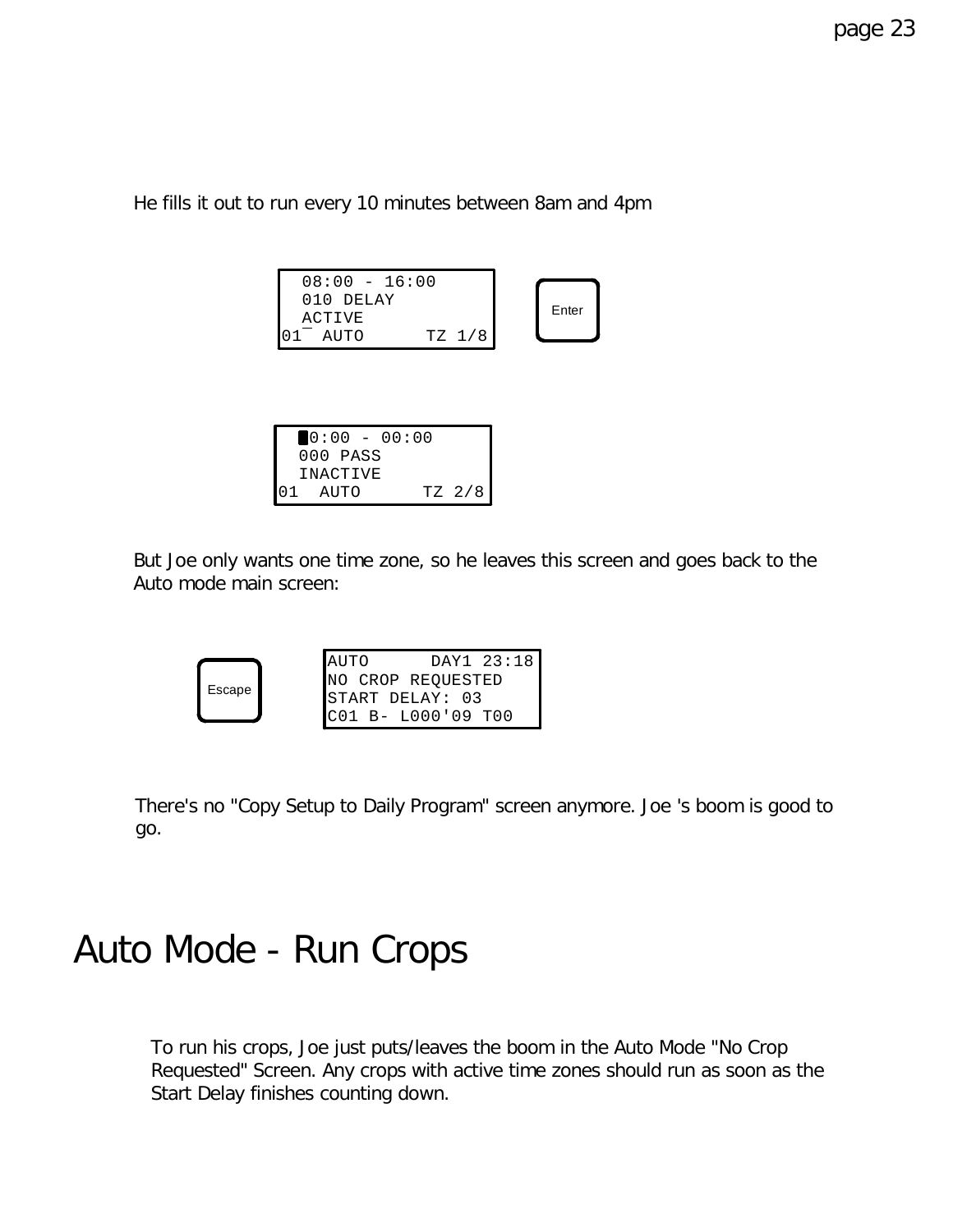He fills it out to run every 10 minutes between 8am and 4pm

```
  08:00 - 16:00
  010 DELAY
  ACTIVE
01  AUTO      TZ 1/8
```

Enter

```
  00:00 - 00:00
  000 PASS
  INACTIVE
01  AUTO      TZ 2/8
```

But Joe only wants one time zone, so he leaves this screen and goes back to the Auto mode main screen:

Escape

```
AUTO      DAY1 23:18
NO CROP REQUESTED
START DELAY: 03
C01 B- L000'09 T00
```

There's no "Copy Setup to Daily Program" screen anymore. Joe 's boom is good to go.

# Auto Mode - Run Crops

To run his crops, Joe just puts/leaves the boom in the Auto Mode "No Crop Requested" Screen. Any crops with active time zones should run as soon as the Start Delay finishes counting down.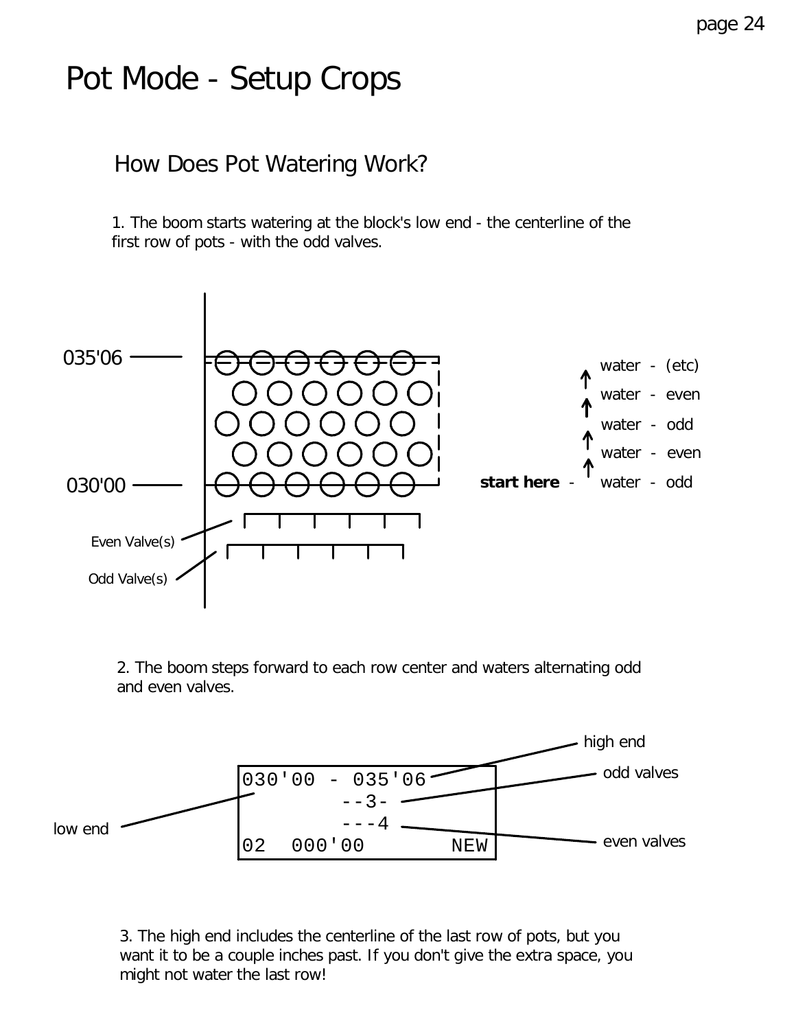# Pot Mode - Setup Crops

## How Does Pot Watering Work?

1. The boom starts watering at the block's low end - the centerline of the first row of pots - with the odd valves.

035'06

030'00

Even Valve(s)

Odd Valve(s)

water - (etc)

water - even

water - odd

water - even

**start here** - water - odd

2. The boom steps forward to each row center and waters alternating odd and even valves.

```
030'00 - 035'06
        --3-
        ---4
02  000'00       NEW
```

low end

high end

odd valves

even valves

3. The high end includes the centerline of the last row of pots, but you want it to be a couple inches past. If you don't give the extra space, you might not water the last row!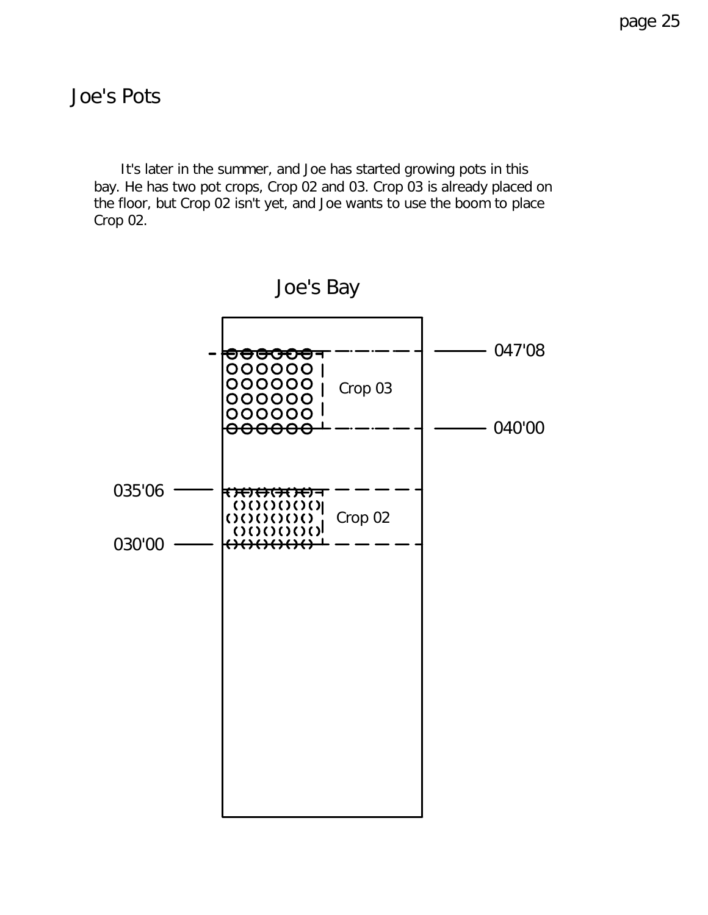# Joe's Pots

It's later in the summer, and Joe has started growing pots in this bay. He has two pot crops, Crop 02 and 03. Crop 03 is already placed on the floor, but Crop 02 isn't yet, and Joe wants to use the boom to place Crop 02.

## Joe's Bay

047'08

Crop 03

040'00

035'06

Crop 02

030'00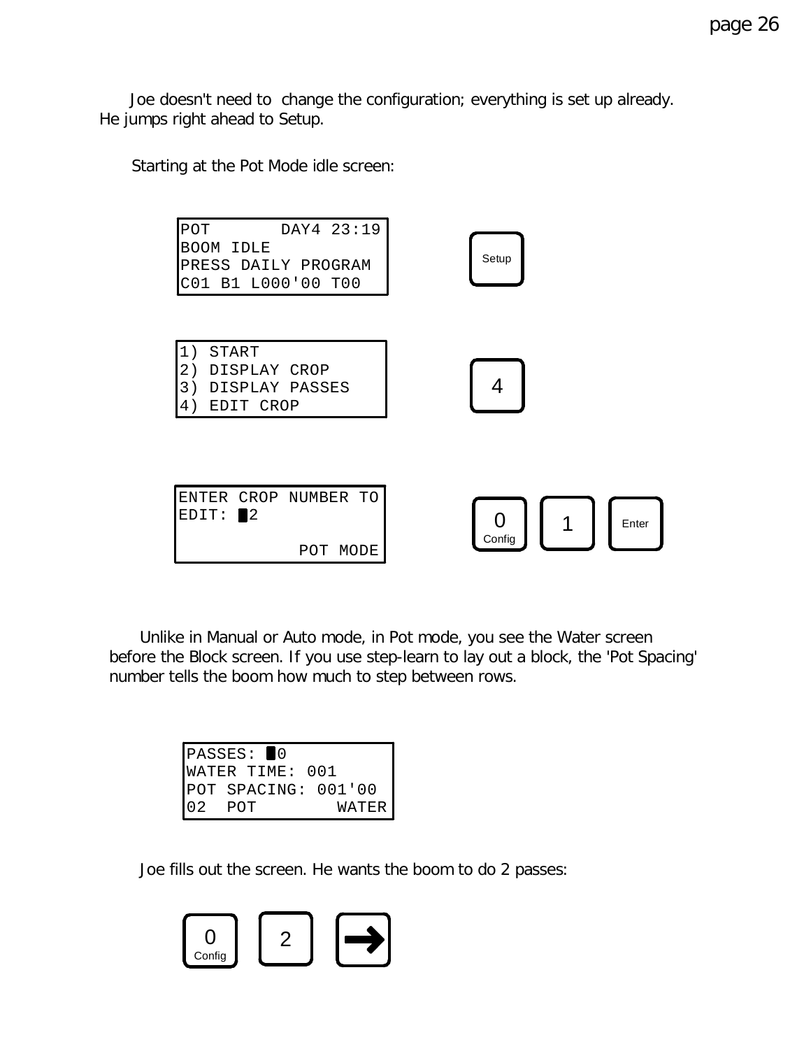Joe doesn't need to change the configuration; everything is set up already. He jumps right ahead to Setup.

Starting at the Pot Mode idle screen:

```
POT       DAY4 23:19
BOOM IDLE
PRESS DAILY PROGRAM
C01 B1 L000'00 T00
```

[Setup]

```
1) START
2) DISPLAY CROP
3) DISPLAY PASSES
4) EDIT CROP
```

[4]

```
ENTER CROP NUMBER TO
EDIT: █2

            POT MODE
```

[0 Config] [1] [Enter]

Unlike in Manual or Auto mode, in Pot mode, you see the Water screen before the Block screen. If you use step-learn to lay out a block, the 'Pot Spacing' number tells the boom how much to step between rows.

```
PASSES: █0
WATER TIME: 001
POT SPACING: 001'00
02  POT        WATER
```

Joe fills out the screen. He wants the boom to do 2 passes:

[0 Config] [2] [→]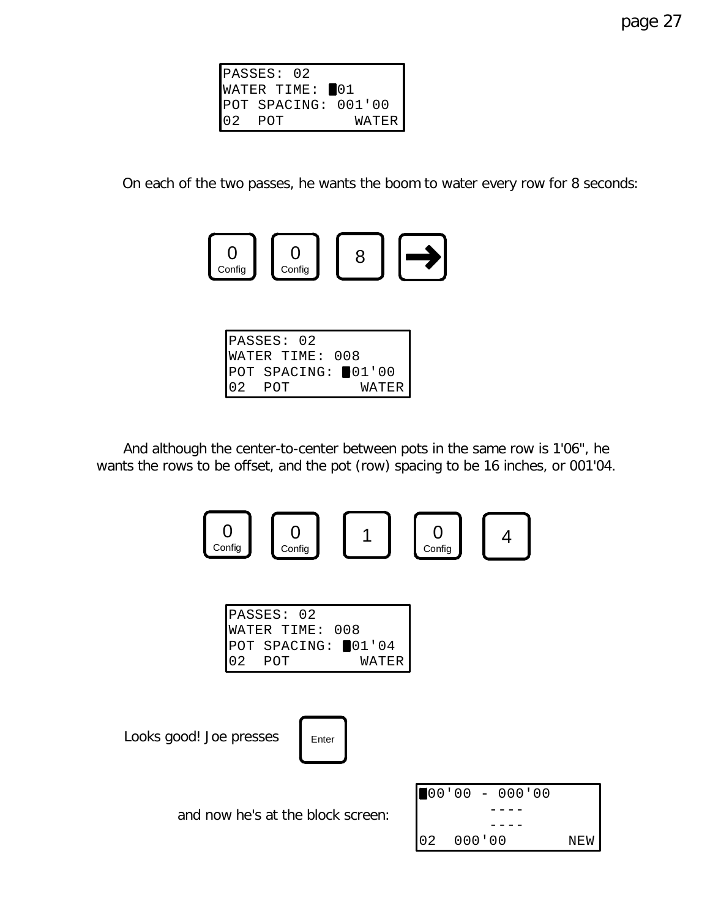```
PASSES: 02
WATER TIME: █01
POT SPACING: 001'00
02  POT        WATER
```

On each of the two passes, he wants the boom to water every row for 8 seconds:

[0 Config] [0 Config] [8] [→]

```
PASSES: 02
WATER TIME: 008
POT SPACING: █01'00
02  POT        WATER
```

And although the center-to-center between pots in the same row is 1'06", he wants the rows to be offset, and the pot (row) spacing to be 16 inches, or 001'04.

[0 Config] [0 Config] [1] [0 Config] [4]

```
PASSES: 02
WATER TIME: 008
POT SPACING: █01'04
02  POT        WATER
```

Looks good! Joe presses [Enter]

and now he's at the block screen:

```
█00'00 - 000'00
        ----
        ----
02  000'00       NEW
```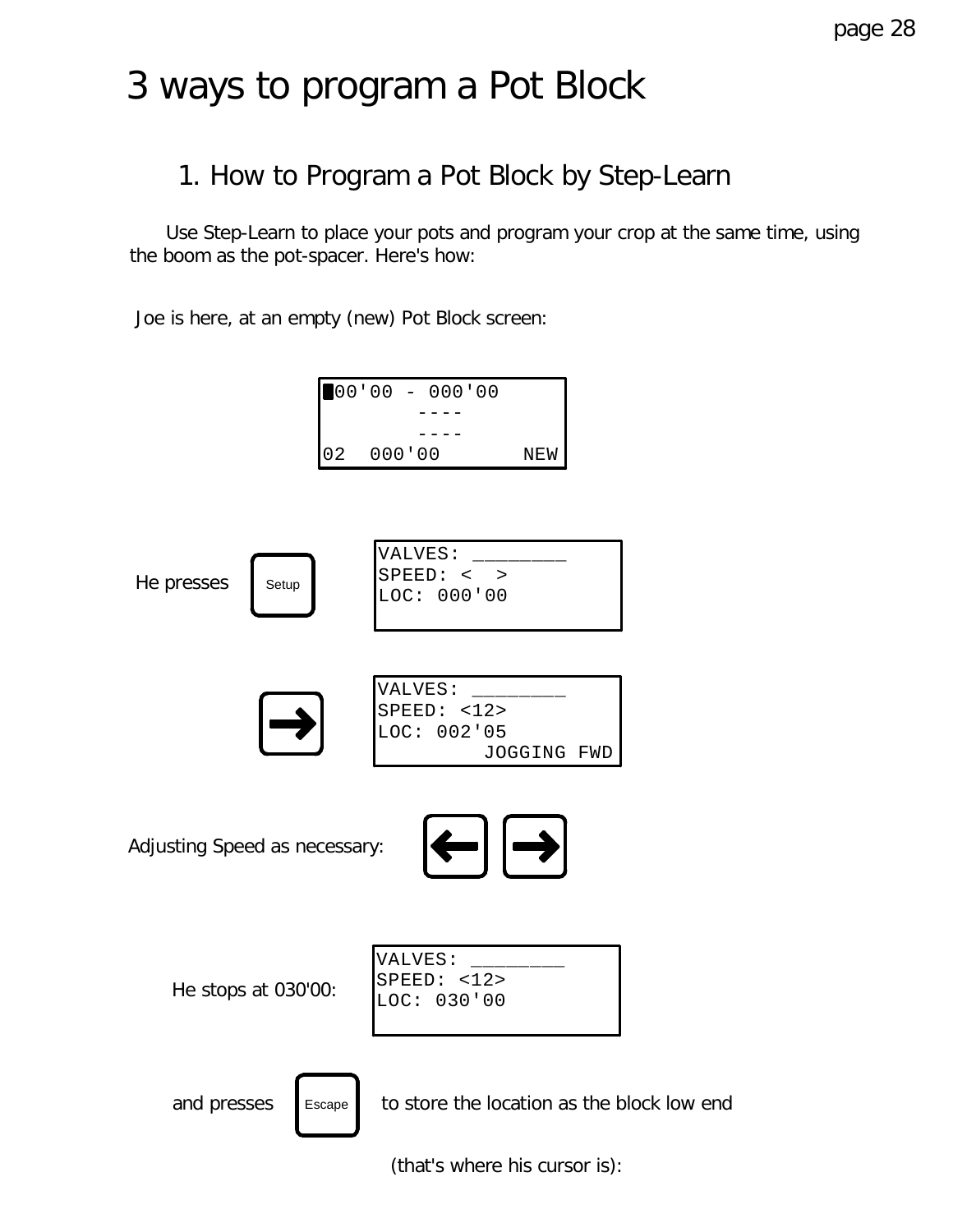# 3 ways to program a Pot Block

## 1. How to Program a Pot Block by Step-Learn

Use Step-Learn to place your pots and program your crop at the same time, using the boom as the pot-spacer. Here's how:

Joe is here, at an empty (new) Pot Block screen:

```
█00'00 - 000'00
        ----
        ----
02  000'00       NEW
```

He presses [Setup]

```
VALVES: ________
SPEED: <  >
LOC: 000'00
```

[→]

```
VALVES: ________
SPEED: <12>
LOC: 002'05
          JOGGING FWD
```

Adjusting Speed as necessary: [←] [→]

He stops at 030'00:

```
VALVES: ________
SPEED: <12>
LOC: 030'00
```

and presses [Escape] to store the location as the block low end

(that's where his cursor is):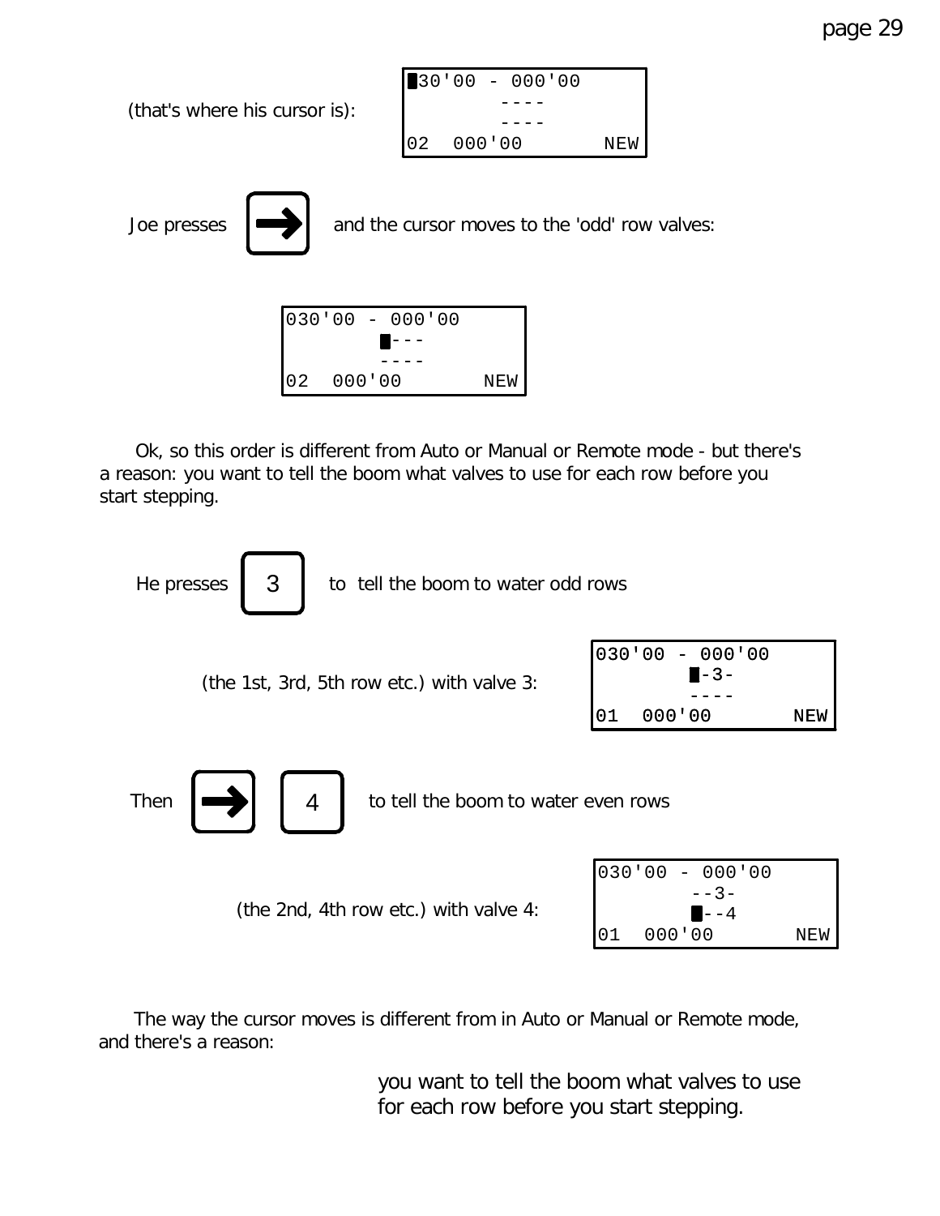(that's where his cursor is):

```
█30'00 - 000'00
        ----
        ----
02  000'00       NEW
```

Joe presses [→] and the cursor moves to the 'odd' row valves:

```
030'00 - 000'00
        █---
        ----
02  000'00       NEW
```

Ok, so this order is different from Auto or Manual or Remote mode - but there's a reason: you want to tell the boom what valves to use for each row before you start stepping.

He presses [3] to tell the boom to water odd rows

(the 1st, 3rd, 5th row etc.) with valve 3:

```
030'00 - 000'00
        █-3-
        ----
01  000'00       NEW
```

Then [→] [4] to tell the boom to water even rows

(the 2nd, 4th row etc.) with valve 4:

```
030'00 - 000'00
        --3-
        █--4
01  000'00       NEW
```

The way the cursor moves is different from in Auto or Manual or Remote mode, and there's a reason:

you want to tell the boom what valves to use for each row before you start stepping.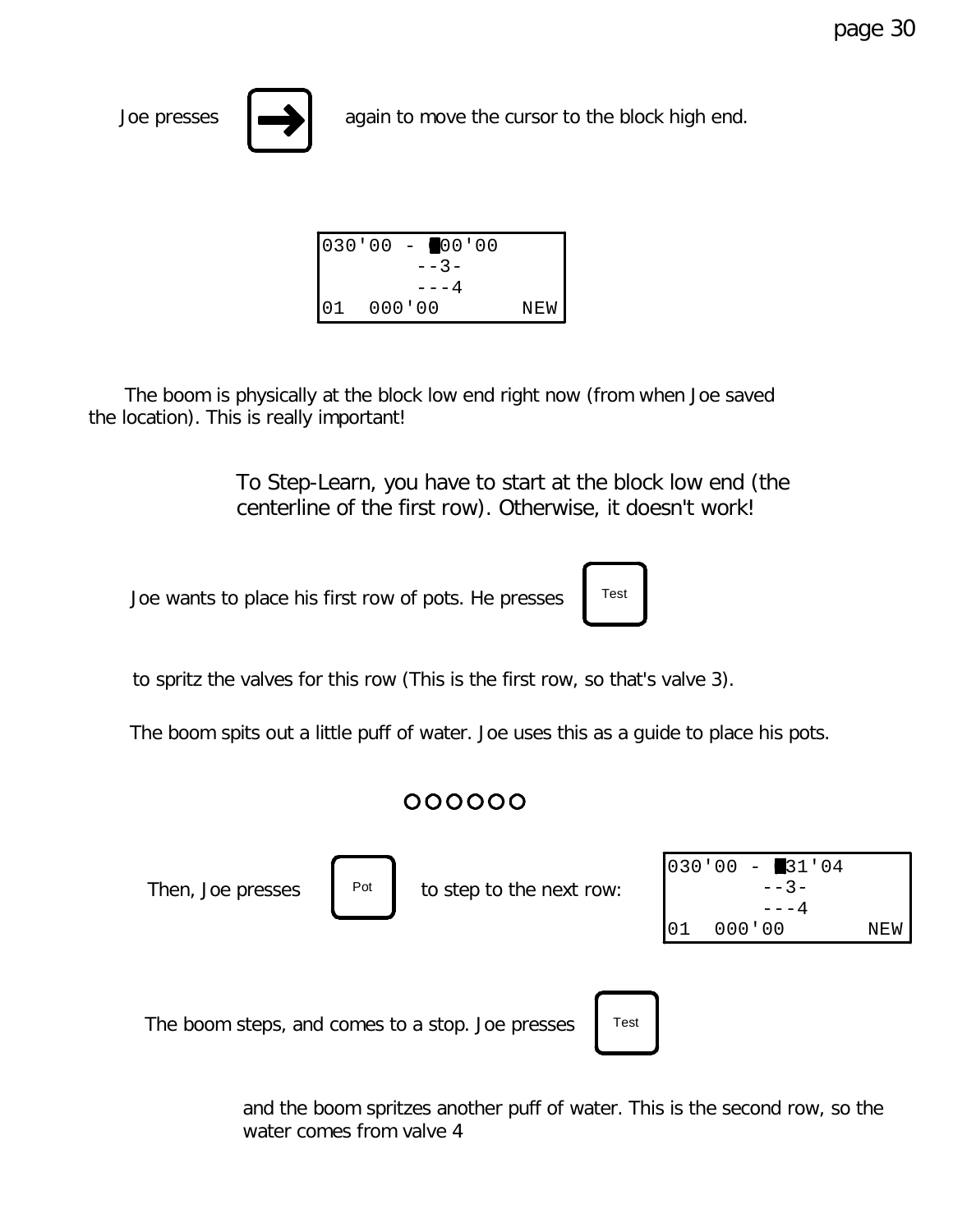Joe presses [→] again to move the cursor to the block high end.

```
030'00 - █00'00
        --3-
        ---4
01  000'00       NEW
```

The boom is physically at the block low end right now (from when Joe saved the location). This is really important!

> To Step-Learn, you have to start at the block low end (the centerline of the first row). Otherwise, it doesn't work!

Joe wants to place his first row of pots. He presses [Test]

to spritz the valves for this row (This is the first row, so that's valve 3).

The boom spits out a little puff of water. Joe uses this as a guide to place his pots.

OOOOOO

Then, Joe presses [Pot] to step to the next row:

```
030'00 - █31'04
        --3-
        ---4
01  000'00       NEW
```

The boom steps, and comes to a stop. Joe presses [Test]

and the boom spritzes another puff of water. This is the second row, so the water comes from valve 4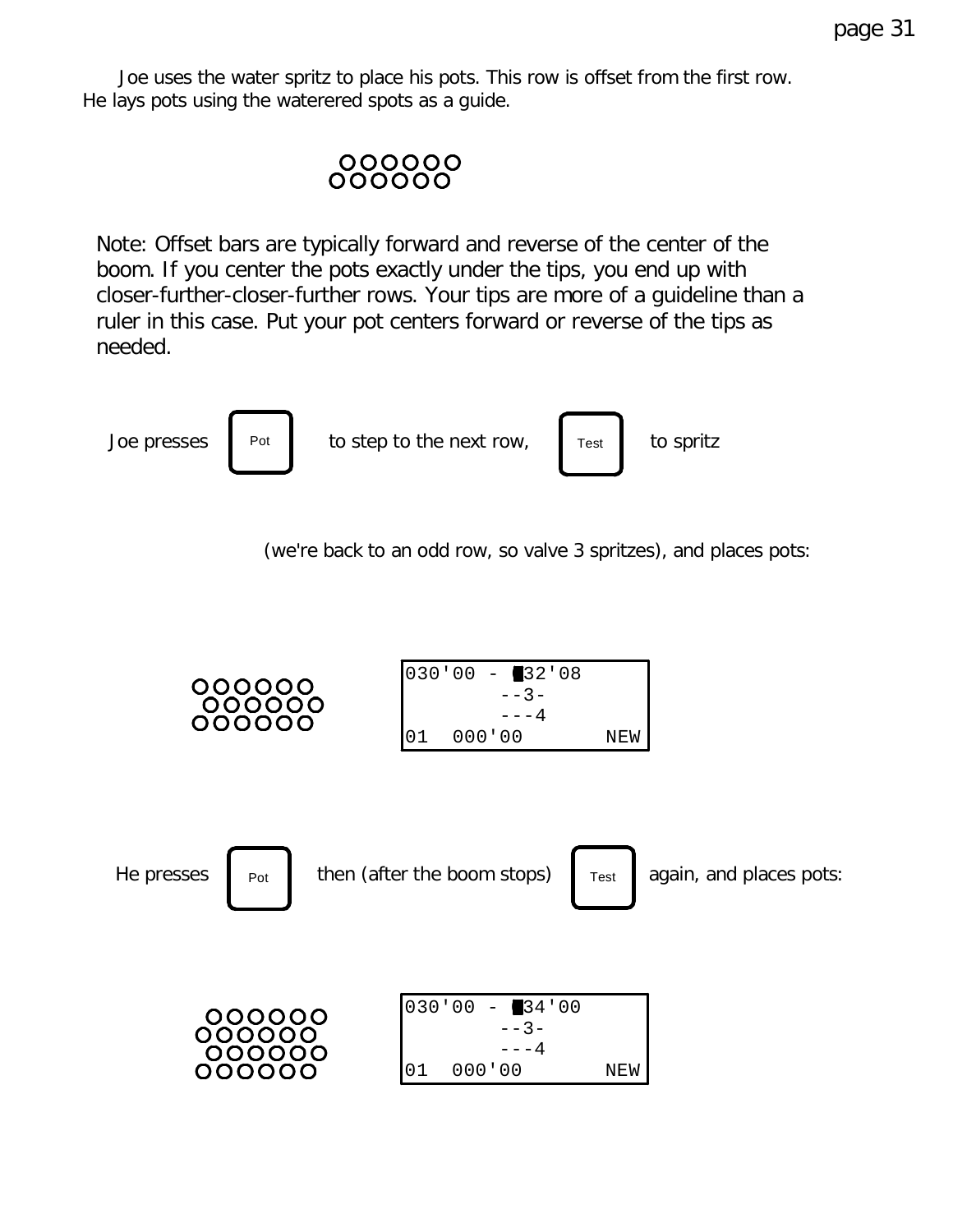Joe uses the water spritz to place his pots. This row is offset from the first row. He lays pots using the waterered spots as a guide.

```
 OOOOOO
OOOOOO
```

Note: Offset bars are typically forward and reverse of the center of the boom. If you center the pots exactly under the tips, you end up with closer-further-closer-further rows. Your tips are more of a guideline than a ruler in this case. Put your pot centers forward or reverse of the tips as needed.

Joe presses [Pot] to step to the next row, [Test] to spritz

(we're back to an odd row, so valve 3 spritzes), and places pots:

```
OOOOOO
 OOOOOO
OOOOOO
```

```
030'00 - 032'08
        --3-
        ---4
01  000'00       NEW
```

He presses [Pot] then (after the boom stops) [Test] again, and places pots:

```
 OOOOOO
OOOOOO
 OOOOOO
OOOOOO
```

```
030'00 - 034'00
        --3-
        ---4
01  000'00       NEW
```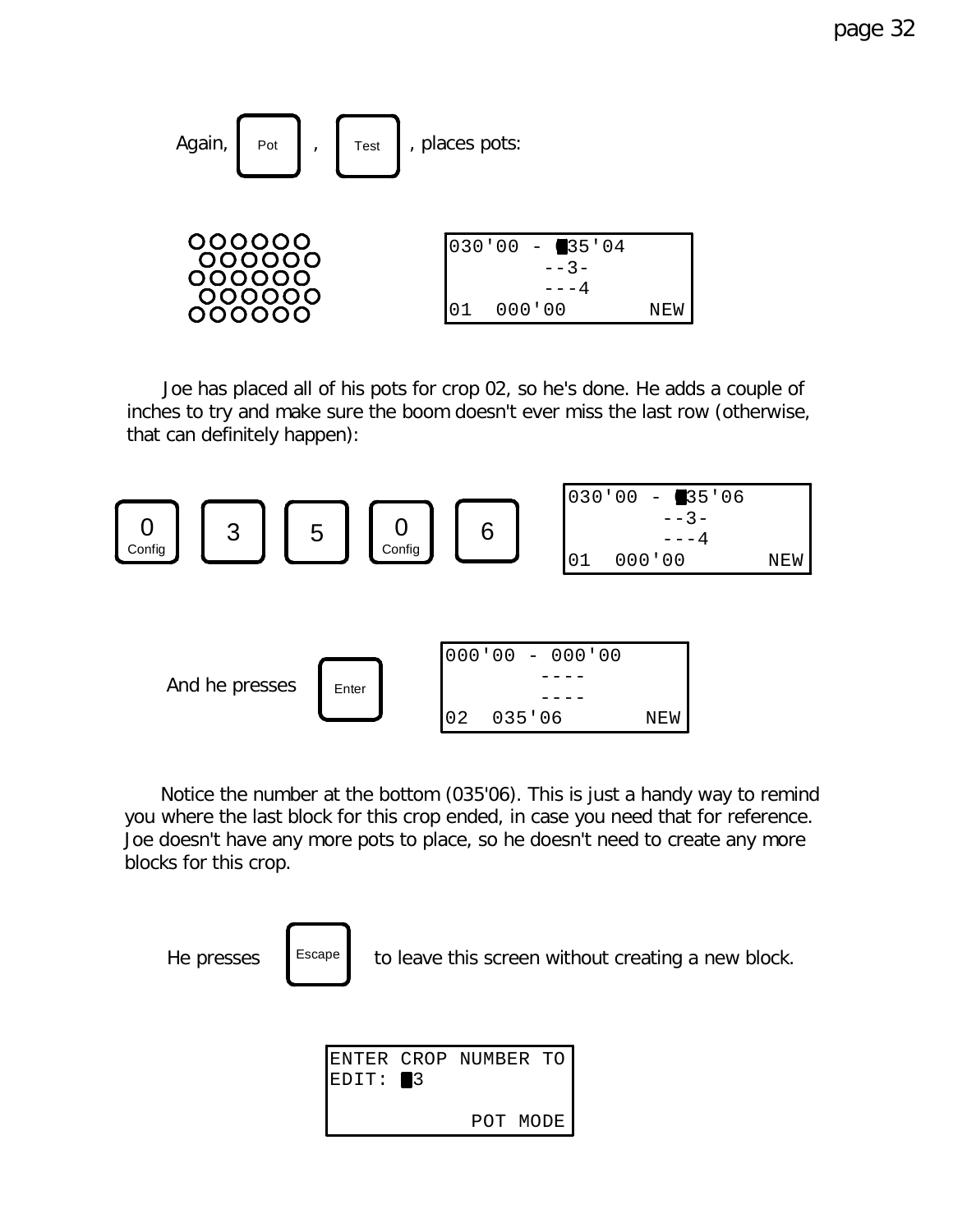Again, [Pot], [Test], places pots:

```
030'00 - █35'04
        --3-
        ---4
01  000'00       NEW
```

Joe has placed all of his pots for crop 02, so he's done. He adds a couple of inches to try and make sure the boom doesn't ever miss the last row (otherwise, that can definitely happen):

[0 Config] [3] [5] [0 Config] [6]

```
030'00 - █35'06
        --3-
        ---4
01  000'00       NEW
```

And he presses [Enter]

```
000'00 - 000'00
        ----
        ----
02  035'06       NEW
```

Notice the number at the bottom (035'06). This is just a handy way to remind you where the last block for this crop ended, in case you need that for reference. Joe doesn't have any more pots to place, so he doesn't need to create any more blocks for this crop.

He presses [Escape] to leave this screen without creating a new block.

```
ENTER CROP NUMBER TO
EDIT: █3

            POT MODE
```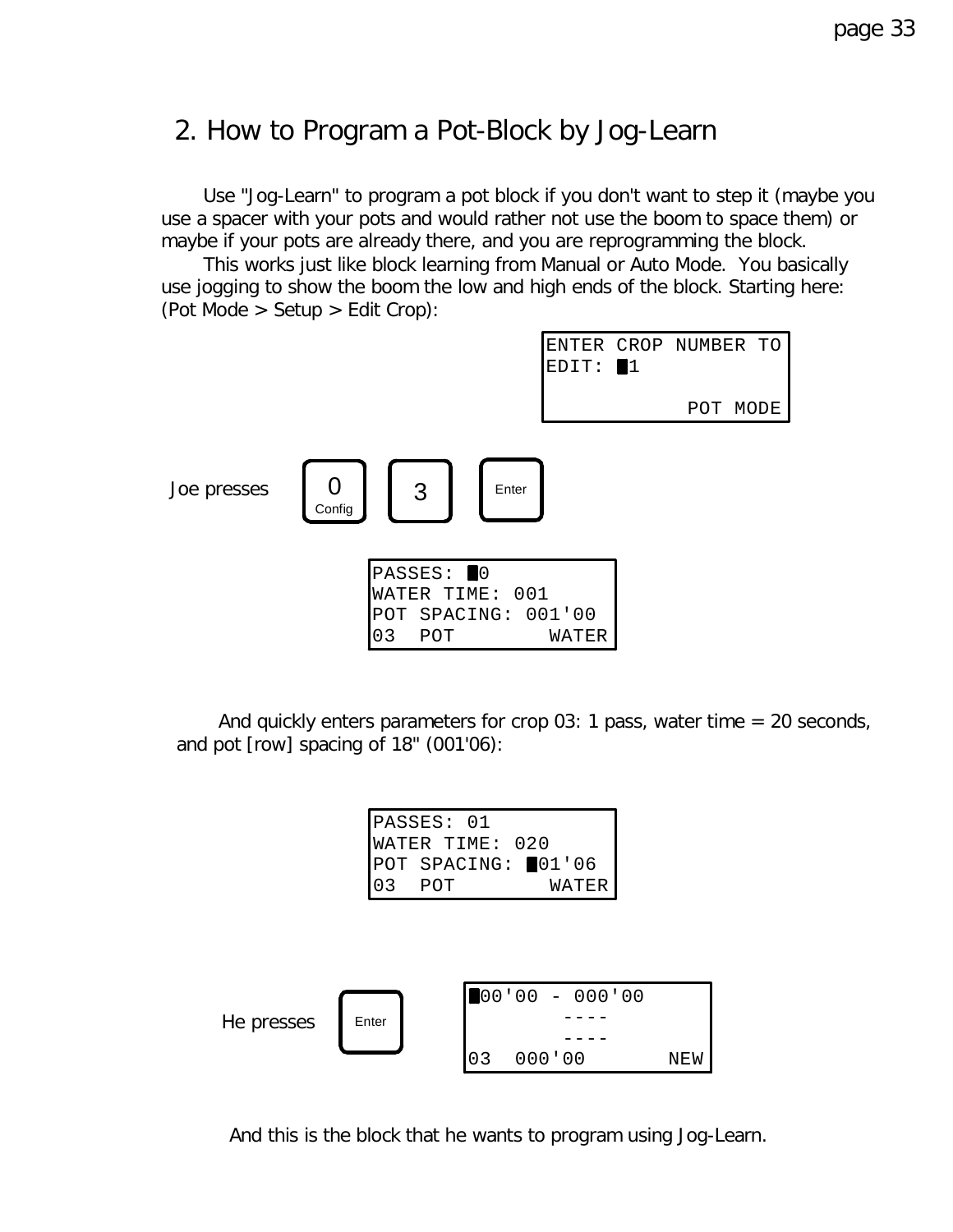## 2. How to Program a Pot-Block by Jog-Learn

Use "Jog-Learn" to program a pot block if you don't want to step it (maybe you use a spacer with your pots and would rather not use the boom to space them) or maybe if your pots are already there, and you are reprogramming the block.

This works just like block learning from Manual or Auto Mode. You basically use jogging to show the boom the low and high ends of the block. Starting here: (Pot Mode > Setup > Edit Crop):

```
ENTER CROP NUMBER TO
EDIT: █1

            POT MODE
```

Joe presses **0 (Config)** **3** **Enter**

```
PASSES: █0
WATER TIME: 001
POT SPACING: 001'00
03  POT        WATER
```

And quickly enters parameters for crop 03: 1 pass, water time = 20 seconds, and pot [row] spacing of 18" (001'06):

```
PASSES: 01
WATER TIME: 020
POT SPACING: █01'06
03  POT        WATER
```

He presses **Enter**

```
█00'00 - 000'00
        ----
        ----
03  000'00       NEW
```

And this is the block that he wants to program using Jog-Learn.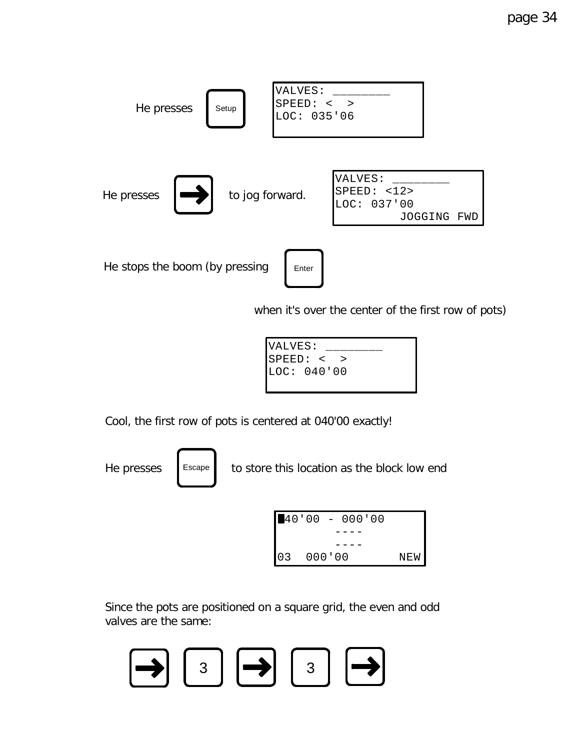He presses [Setup]

```
VALVES: ________
SPEED: <  >
LOC: 035'06
```

He presses [→] to jog forward.

```
VALVES: ________
SPEED: <12>
LOC: 037'00
          JOGGING FWD
```

He stops the boom (by pressing [Enter] when it's over the center of the first row of pots)

```
VALVES: ________
SPEED: <  >
LOC: 040'00
```

Cool, the first row of pots is centered at 040'00 exactly!

He presses [Escape] to store this location as the block low end

```
█40'00 - 000'00
        ----
        ----
03  000'00       NEW
```

Since the pots are positioned on a square grid, the even and odd valves are the same:

[→] [3] [→] [3] [→]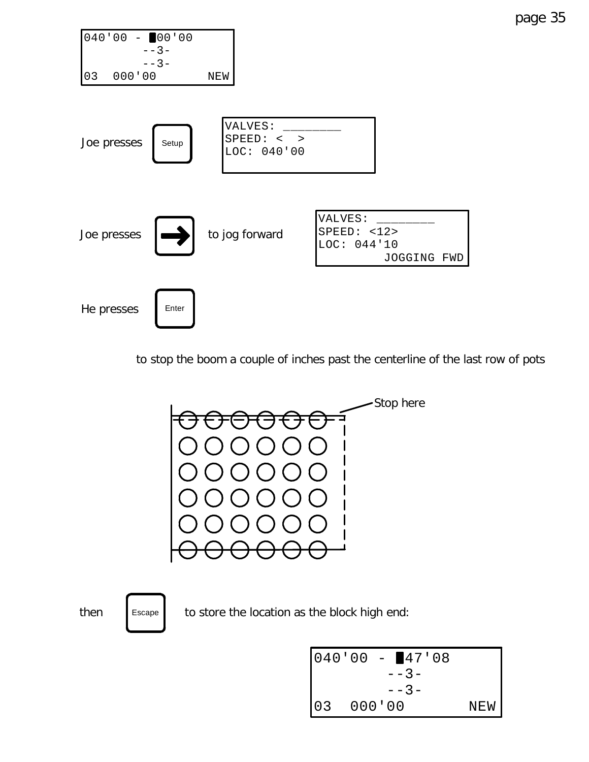```
040'00 - █00'00
        --3-
        --3-
03  000'00       NEW
```

Joe presses **Setup**

```
VALVES: ________
SPEED: <  >
LOC: 040'00
```

Joe presses **→** to jog forward

```
VALVES: ________
SPEED: <12>
LOC: 044'10
         JOGGING FWD
```

He presses **Enter**

to stop the boom a couple of inches past the centerline of the last row of pots

Stop here

then **Escape** to store the location as the block high end:

```
040'00 - █47'08
        --3-
        --3-
03  000'00       NEW
```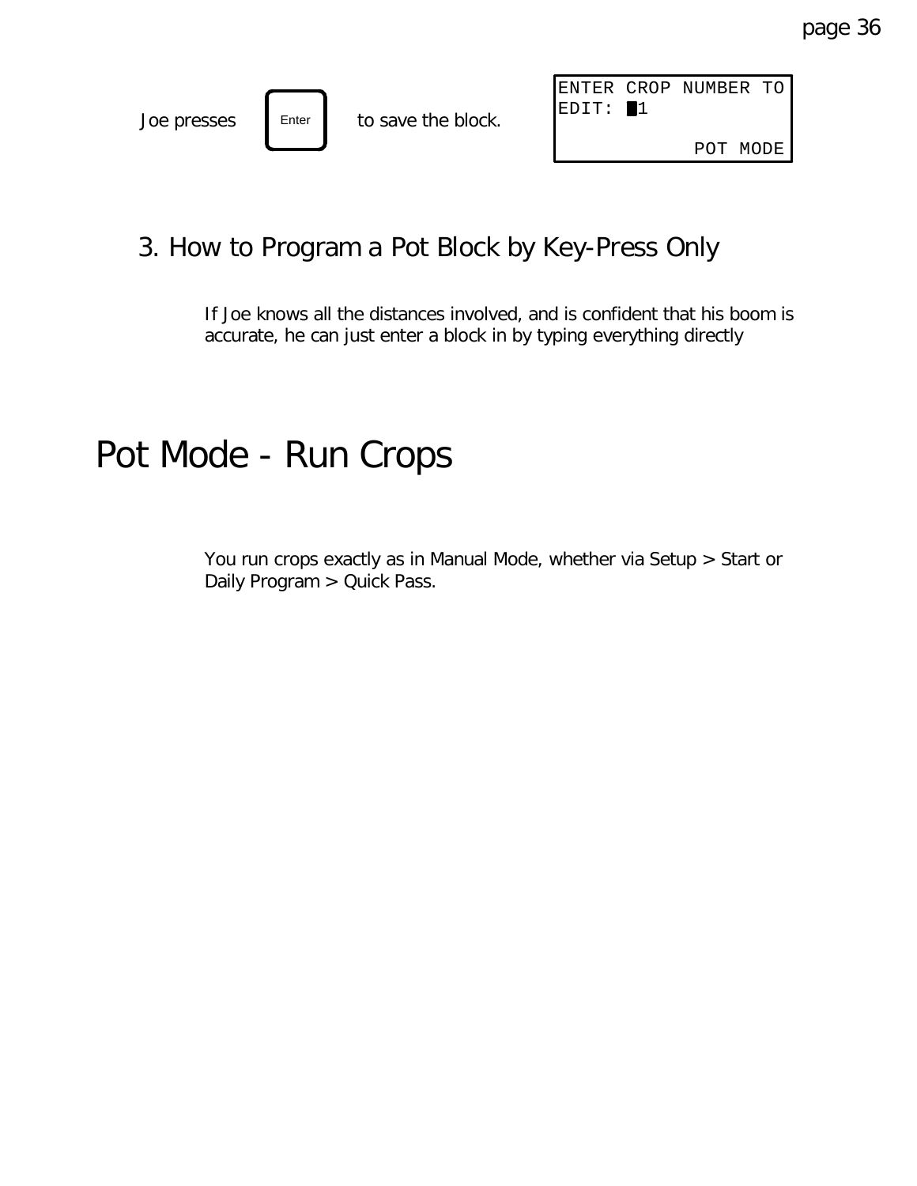Joe presses [Enter] to save the block.

```
ENTER CROP NUMBER TO
EDIT: █1

             POT MODE
```

## 3. How to Program a Pot Block by Key-Press Only

If Joe knows all the distances involved, and is confident that his boom is accurate, he can just enter a block in by typing everything directly

# Pot Mode - Run Crops

You run crops exactly as in Manual Mode, whether via Setup > Start or Daily Program > Quick Pass.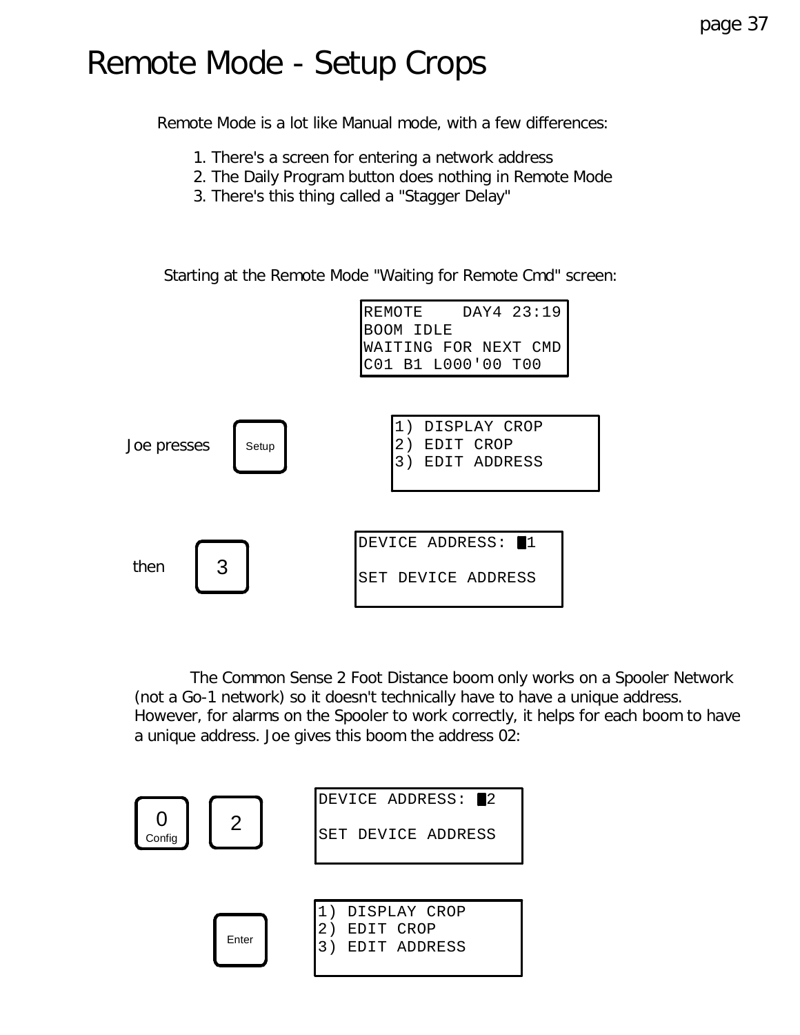# Remote Mode - Setup Crops

Remote Mode is a lot like Manual mode, with a few differences:

1. There's a screen for entering a network address
2. The Daily Program button does nothing in Remote Mode
3. There's this thing called a "Stagger Delay"

Starting at the Remote Mode "Waiting for Remote Cmd" screen:

```
REMOTE    DAY4 23:19
BOOM IDLE
WAITING FOR NEXT CMD
C01 B1 L000'00 T00
```

Joe presses [Setup]

```
1) DISPLAY CROP
2) EDIT CROP
3) EDIT ADDRESS
```

then [3]

```
DEVICE ADDRESS: █1

SET DEVICE ADDRESS
```

The Common Sense 2 Foot Distance boom only works on a Spooler Network (not a Go-1 network) so it doesn't technically have to have a unique address. However, for alarms on the Spooler to work correctly, it helps for each boom to have a unique address. Joe gives this boom the address 02:

[0 Config] [2]

```
DEVICE ADDRESS: █2

SET DEVICE ADDRESS
```

[Enter]

```
1) DISPLAY CROP
2) EDIT CROP
3) EDIT ADDRESS
```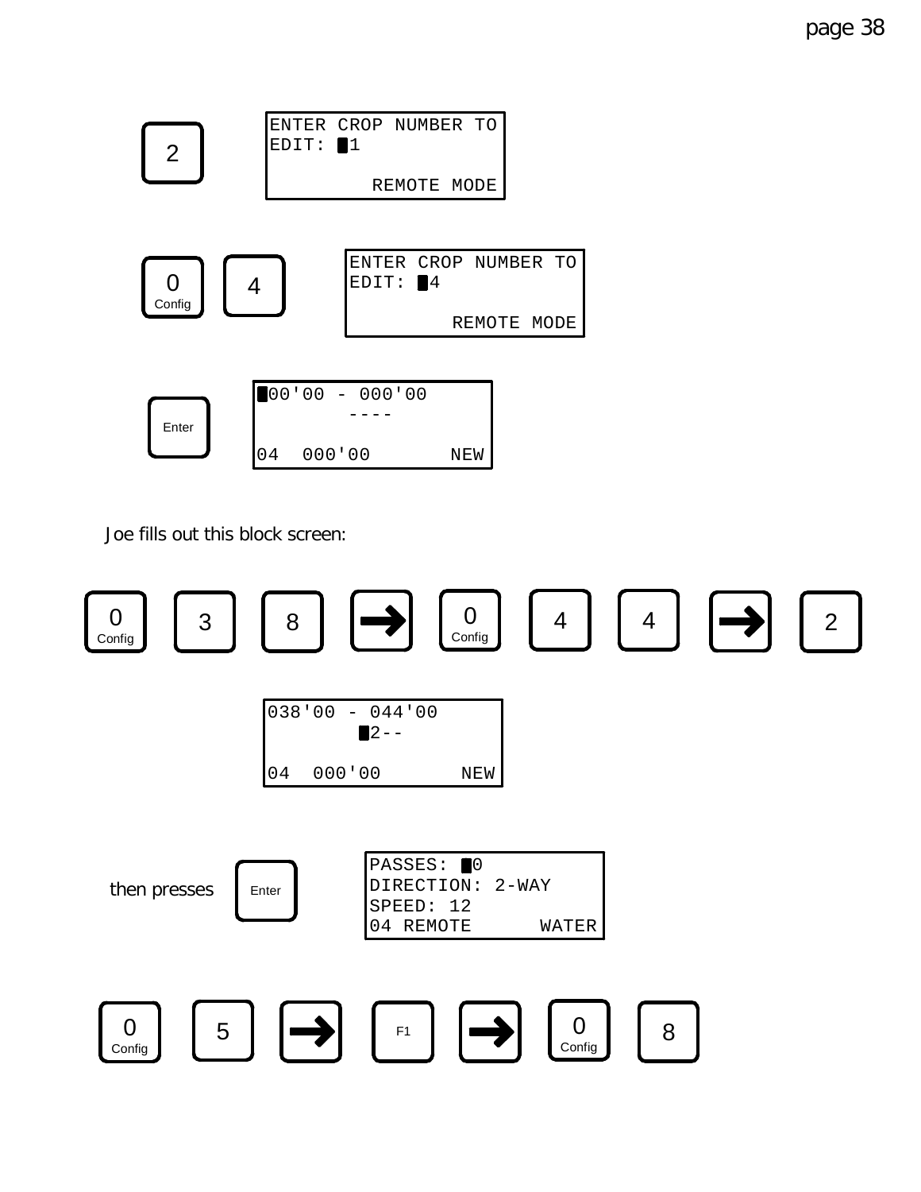2

```
ENTER CROP NUMBER TO
EDIT: █1

         REMOTE MODE
```

0 Config   4

```
ENTER CROP NUMBER TO
EDIT: █4

         REMOTE MODE
```

Enter

```
█00'00 - 000'00
        ----

04  000'00       NEW
```

Joe fills out this block screen:

0 Config   3   8   →   0 Config   4   4   →   2

```
038'00 - 044'00
        █2--

04  000'00       NEW
```

then presses Enter

```
PASSES: █0
DIRECTION: 2-WAY
SPEED: 12
04 REMOTE      WATER
```

0 Config   5   →   F1   →   0 Config   8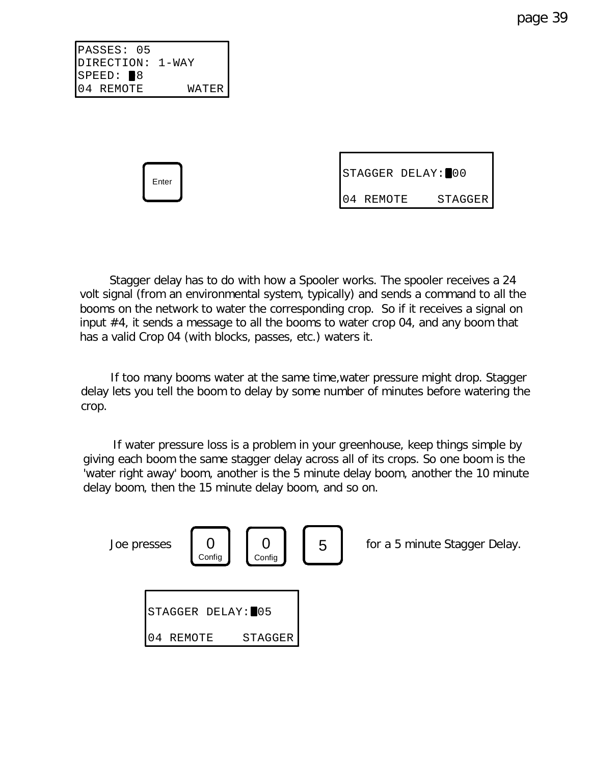```
PASSES: 05
DIRECTION: 1-WAY
SPEED: █8
04 REMOTE      WATER
```

[Enter]

```
STAGGER DELAY:█00

04 REMOTE    STAGGER
```

Stagger delay has to do with how a Spooler works. The spooler receives a 24 volt signal (from an environmental system, typically) and sends a command to all the booms on the network to water the corresponding crop. So if it receives a signal on input #4, it sends a message to all the booms to water crop 04, and any boom that has a valid Crop 04 (with blocks, passes, etc.) waters it.

If too many booms water at the same time,water pressure might drop. Stagger delay lets you tell the boom to delay by some number of minutes before watering the crop.

If water pressure loss is a problem in your greenhouse, keep things simple by giving each boom the same stagger delay across all of its crops. So one boom is the 'water right away' boom, another is the 5 minute delay boom, another the 10 minute delay boom, then the 15 minute delay boom, and so on.

Joe presses [0 Config] [0 Config] [5] for a 5 minute Stagger Delay.

```
STAGGER DELAY:█05

04 REMOTE    STAGGER
```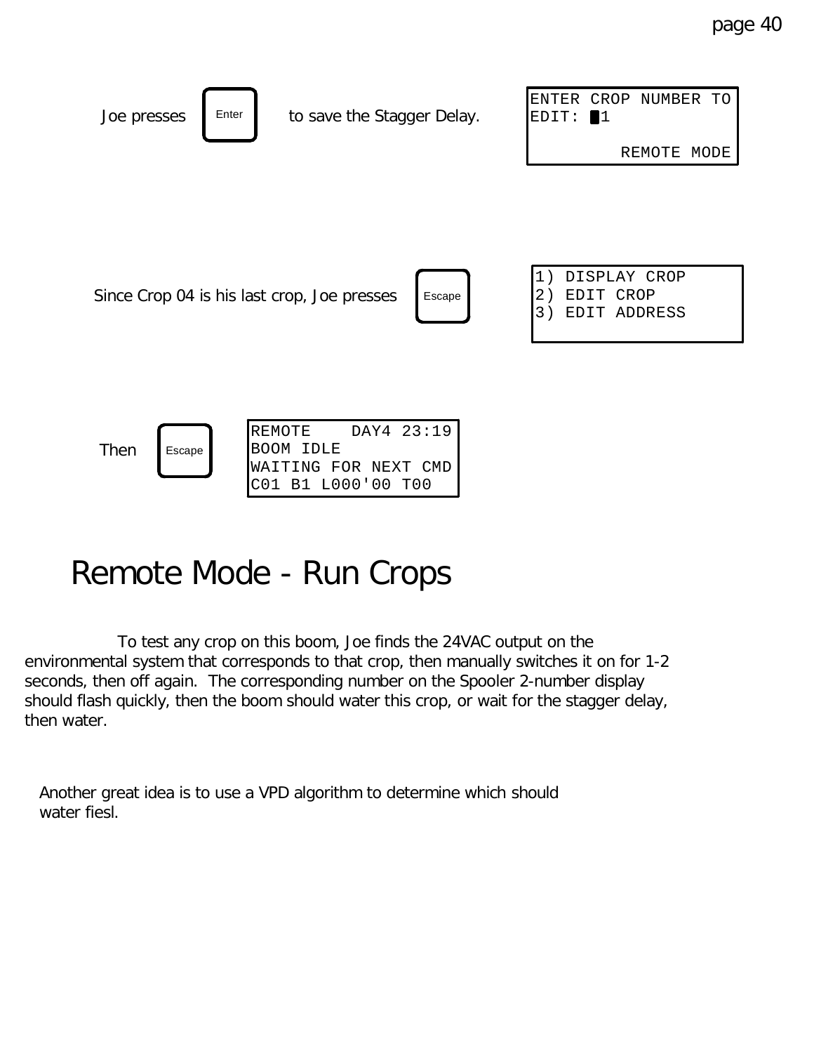Joe presses Enter to save the Stagger Delay.

```
ENTER CROP NUMBER TO
EDIT: █1

         REMOTE MODE
```

Since Crop 04 is his last crop, Joe presses Escape

```
1) DISPLAY CROP
2) EDIT CROP
3) EDIT ADDRESS
```

Then Escape

```
REMOTE    DAY4 23:19
BOOM IDLE
WAITING FOR NEXT CMD
C01 B1 L000'00 T00
```

# Remote Mode - Run Crops

To test any crop on this boom, Joe finds the 24VAC output on the environmental system that corresponds to that crop, then manually switches it on for 1-2 seconds, then off again. The corresponding number on the Spooler 2-number display should flash quickly, then the boom should water this crop, or wait for the stagger delay, then water.

Another great idea is to use a VPD algorithm to determine which should water fiesl.